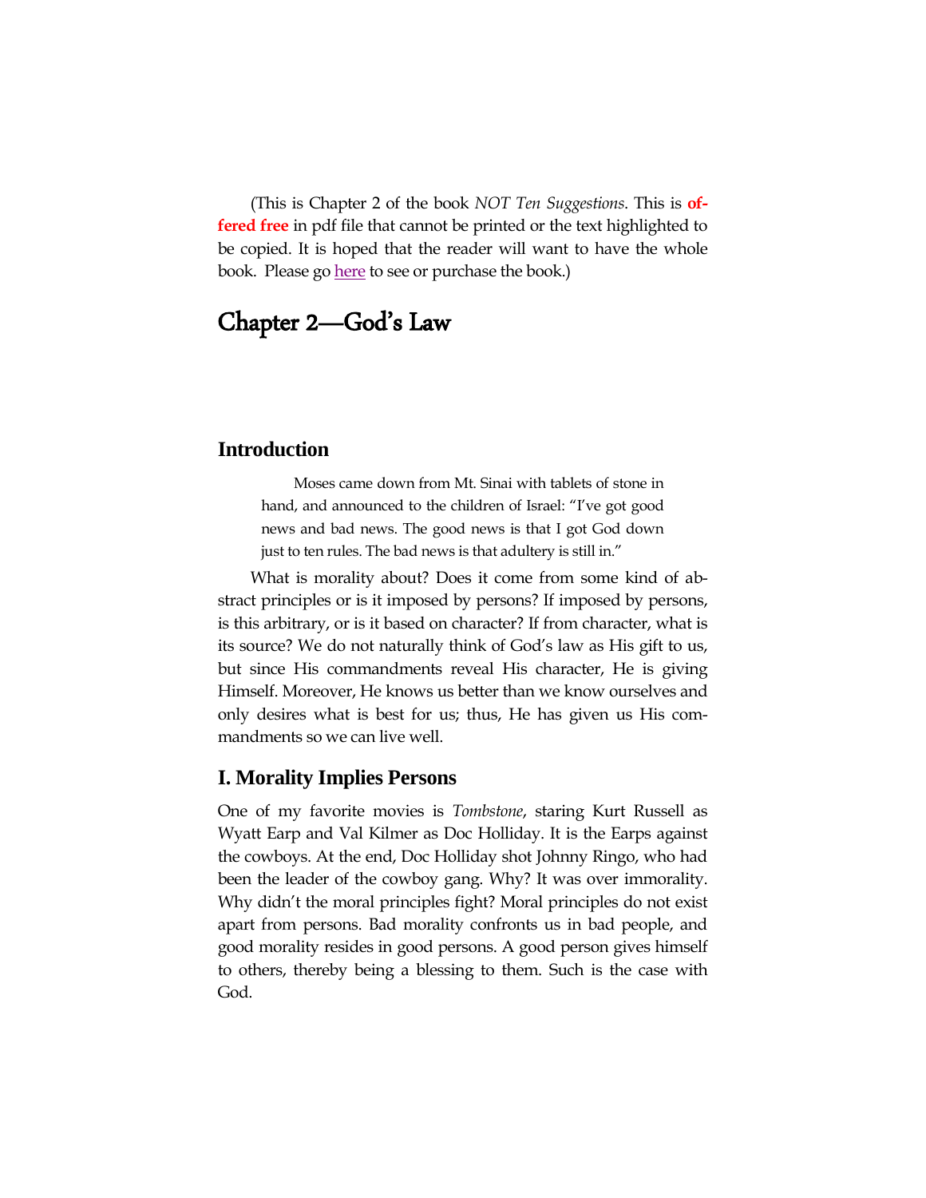(This is Chapter 2 of the book *NOT Ten Suggestions*. This is **offered free** in pdf file that cannot be printed or the text highlighted to be copied. It is hoped that the reader will want to have the whole book. Please go here to see or purchase the book.)

# Chapter 2—God's Law

## Introduction

> Moses came down from Mt. Sinai with tablets of stone in hand, and announced to the children of Israel: "I've got good news and bad news. The good news is that I got God down just to ten rules. The bad news is that adultery is still in."

What is morality about? Does it come from some kind of abstract principles or is it imposed by persons? If imposed by persons, is this arbitrary, or is it based on character? If from character, what is its source? We do not naturally think of God's law as His gift to us, but since His commandments reveal His character, He is giving Himself. Moreover, He knows us better than we know ourselves and only desires what is best for us; thus, He has given us His commandments so we can live well.

## I. Morality Implies Persons

One of my favorite movies is *Tombstone*, staring Kurt Russell as Wyatt Earp and Val Kilmer as Doc Holliday. It is the Earps against the cowboys. At the end, Doc Holliday shot Johnny Ringo, who had been the leader of the cowboy gang. Why? It was over immorality. Why didn't the moral principles fight? Moral principles do not exist apart from persons. Bad morality confronts us in bad people, and good morality resides in good persons. A good person gives himself to others, thereby being a blessing to them. Such is the case with God.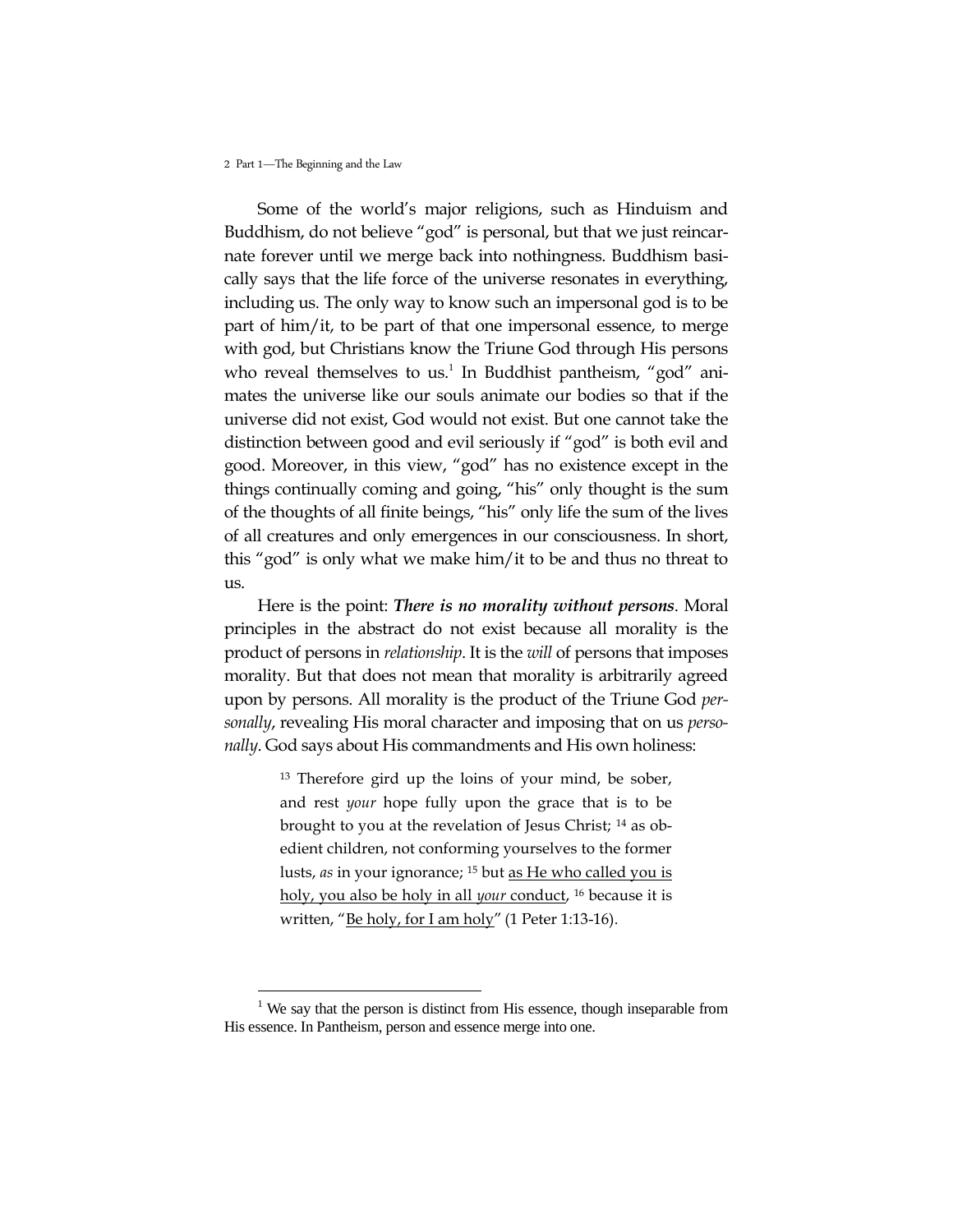Some of the world's major religions, such as Hinduism and Buddhism, do not believe "god" is personal, but that we just reincarnate forever until we merge back into nothingness. Buddhism basically says that the life force of the universe resonates in everything, including us. The only way to know such an impersonal god is to be part of him/it, to be part of that one impersonal essence, to merge with god, but Christians know the Triune God through His persons who reveal themselves to us.[1] In Buddhist pantheism, "god" animates the universe like our souls animate our bodies so that if the universe did not exist, God would not exist. But one cannot take the distinction between good and evil seriously if "god" is both evil and good. Moreover, in this view, "god" has no existence except in the things continually coming and going, "his" only thought is the sum of the thoughts of all finite beings, "his" only life the sum of the lives of all creatures and only emergences in our consciousness. In short, this "god" is only what we make him/it to be and thus no threat to us.

Here is the point: ***There is no morality without persons***. Moral principles in the abstract do not exist because all morality is the product of persons in *relationship*. It is the *will* of persons that imposes morality. But that does not mean that morality is arbitrarily agreed upon by persons. All morality is the product of the Triune God *personally*, revealing His moral character and imposing that on us *personally*. God says about His commandments and His own holiness:

> [13] Therefore gird up the loins of your mind, be sober, and rest *your* hope fully upon the grace that is to be brought to you at the revelation of Jesus Christ; [14] as obedient children, not conforming yourselves to the former lusts, *as* in your ignorance; [15] but <u>as He who called you is holy, you also be holy in all *your* conduct</u>, [16] because it is written, "<u>Be holy, for I am holy</u>" (1 Peter 1:13-16).

[1] We say that the person is distinct from His essence, though inseparable from His essence. In Pantheism, person and essence merge into one.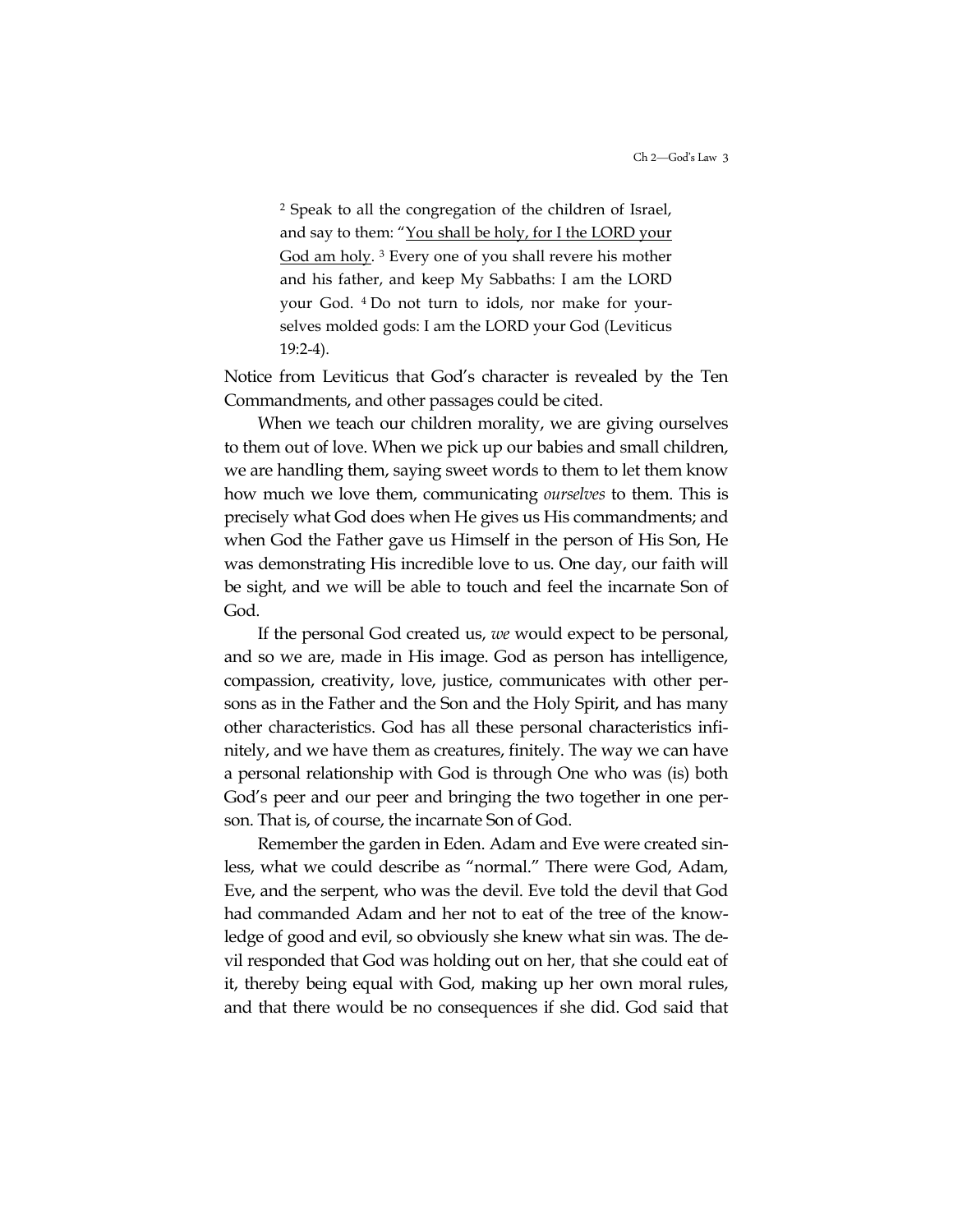> [2] Speak to all the congregation of the children of Israel, and say to them: "<u>You shall be holy, for I the LORD your God am holy</u>. [3] Every one of you shall revere his mother and his father, and keep My Sabbaths: I am the LORD your God. [4] Do not turn to idols, nor make for yourselves molded gods: I am the LORD your God (Leviticus 19:2-4).

Notice from Leviticus that God's character is revealed by the Ten Commandments, and other passages could be cited.

When we teach our children morality, we are giving ourselves to them out of love. When we pick up our babies and small children, we are handling them, saying sweet words to them to let them know how much we love them, communicating *ourselves* to them. This is precisely what God does when He gives us His commandments; and when God the Father gave us Himself in the person of His Son, He was demonstrating His incredible love to us. One day, our faith will be sight, and we will be able to touch and feel the incarnate Son of God.

If the personal God created us, *we* would expect to be personal, and so we are, made in His image. God as person has intelligence, compassion, creativity, love, justice, communicates with other persons as in the Father and the Son and the Holy Spirit, and has many other characteristics. God has all these personal characteristics infinitely, and we have them as creatures, finitely. The way we can have a personal relationship with God is through One who was (is) both God's peer and our peer and bringing the two together in one person. That is, of course, the incarnate Son of God.

Remember the garden in Eden. Adam and Eve were created sinless, what we could describe as "normal." There were God, Adam, Eve, and the serpent, who was the devil. Eve told the devil that God had commanded Adam and her not to eat of the tree of the knowledge of good and evil, so obviously she knew what sin was. The devil responded that God was holding out on her, that she could eat of it, thereby being equal with God, making up her own moral rules, and that there would be no consequences if she did. God said that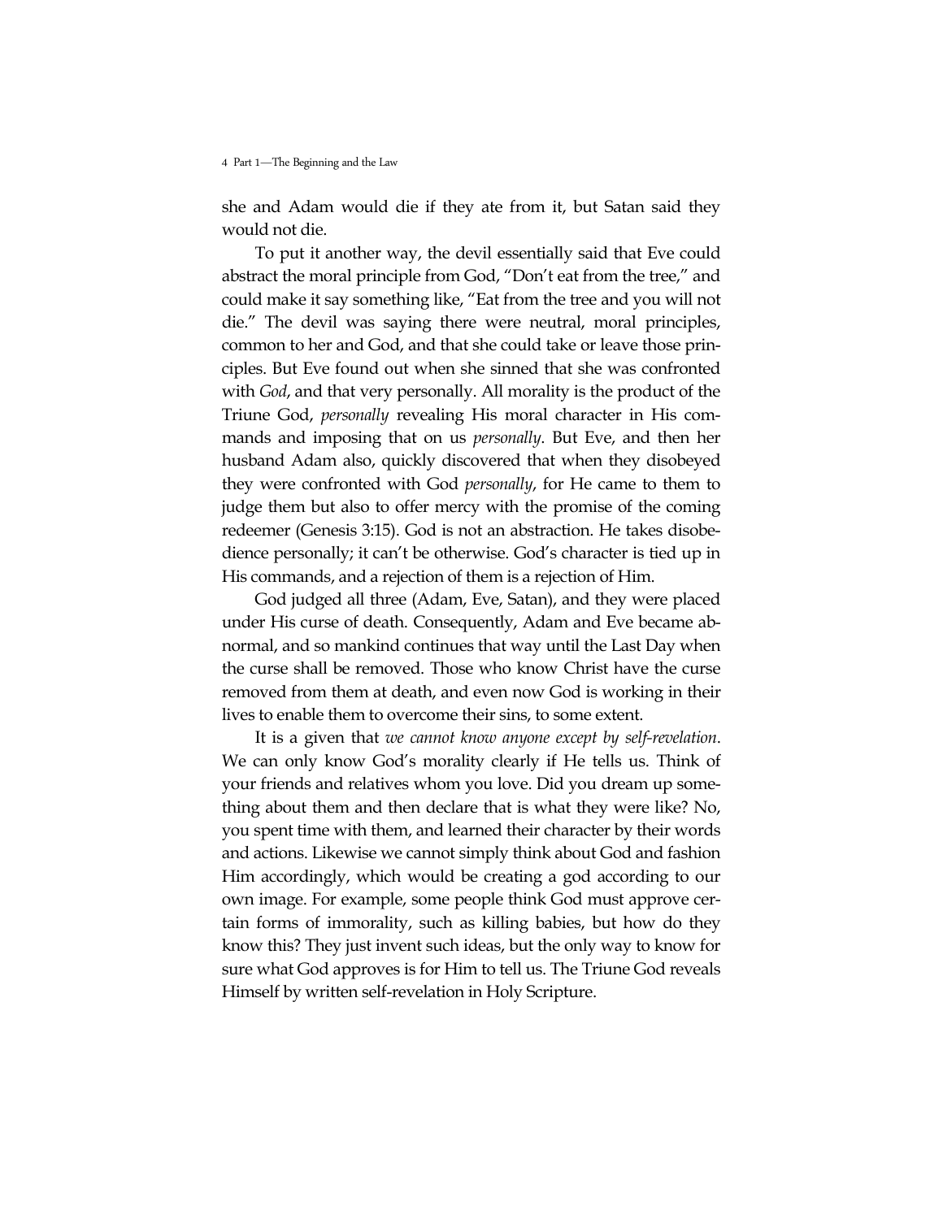she and Adam would die if they ate from it, but Satan said they would not die.

To put it another way, the devil essentially said that Eve could abstract the moral principle from God, "Don't eat from the tree," and could make it say something like, "Eat from the tree and you will not die." The devil was saying there were neutral, moral principles, common to her and God, and that she could take or leave those principles. But Eve found out when she sinned that she was confronted with *God*, and that very personally. All morality is the product of the Triune God, *personally* revealing His moral character in His commands and imposing that on us *personally*. But Eve, and then her husband Adam also, quickly discovered that when they disobeyed they were confronted with God *personally*, for He came to them to judge them but also to offer mercy with the promise of the coming redeemer (Genesis 3:15). God is not an abstraction. He takes disobedience personally; it can't be otherwise. God's character is tied up in His commands, and a rejection of them is a rejection of Him.

God judged all three (Adam, Eve, Satan), and they were placed under His curse of death. Consequently, Adam and Eve became abnormal, and so mankind continues that way until the Last Day when the curse shall be removed. Those who know Christ have the curse removed from them at death, and even now God is working in their lives to enable them to overcome their sins, to some extent.

It is a given that *we cannot know anyone except by self-revelation*. We can only know God's morality clearly if He tells us. Think of your friends and relatives whom you love. Did you dream up something about them and then declare that is what they were like? No, you spent time with them, and learned their character by their words and actions. Likewise we cannot simply think about God and fashion Him accordingly, which would be creating a god according to our own image. For example, some people think God must approve certain forms of immorality, such as killing babies, but how do they know this? They just invent such ideas, but the only way to know for sure what God approves is for Him to tell us. The Triune God reveals Himself by written self-revelation in Holy Scripture.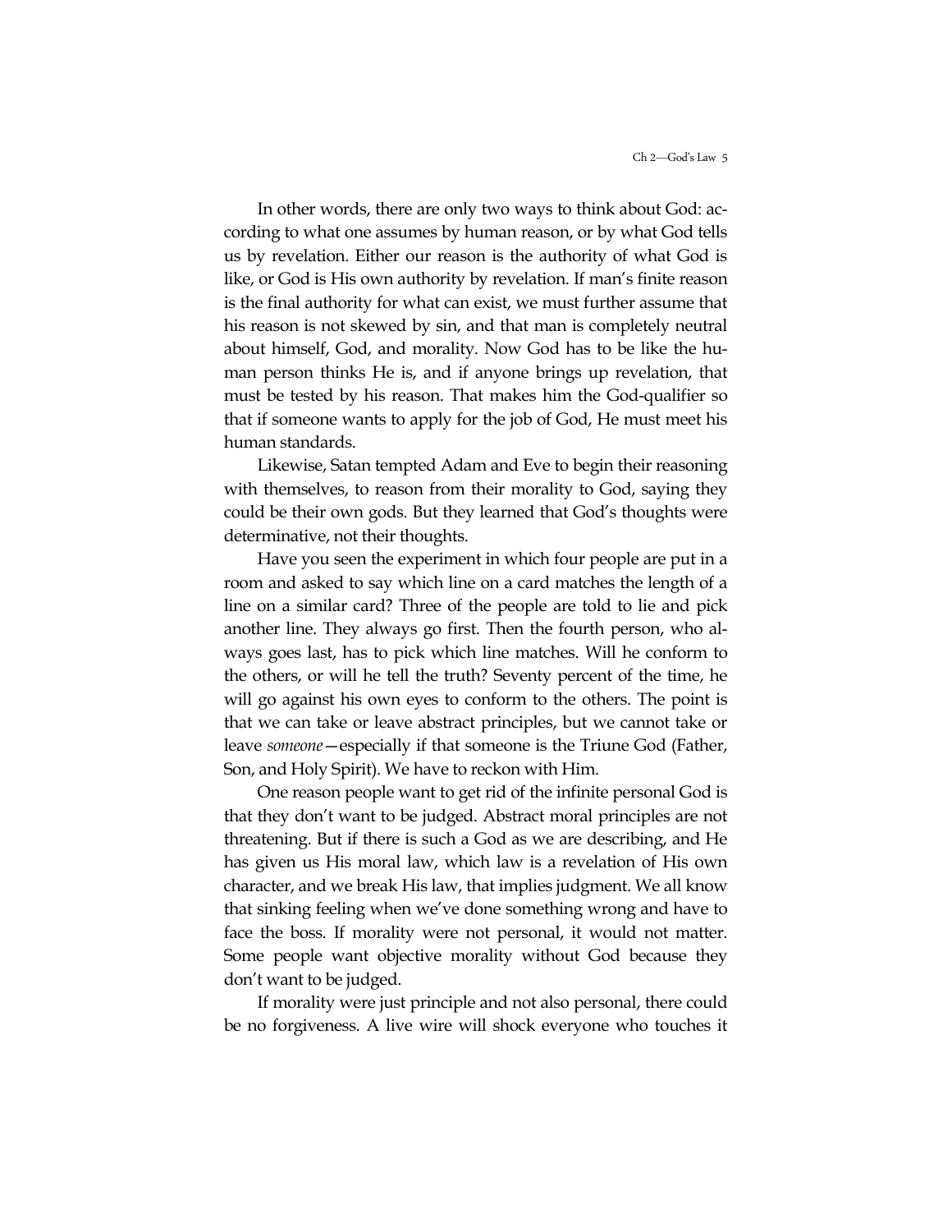In other words, there are only two ways to think about God: according to what one assumes by human reason, or by what God tells us by revelation. Either our reason is the authority of what God is like, or God is His own authority by revelation. If man's finite reason is the final authority for what can exist, we must further assume that his reason is not skewed by sin, and that man is completely neutral about himself, God, and morality. Now God has to be like the human person thinks He is, and if anyone brings up revelation, that must be tested by his reason. That makes him the God-qualifier so that if someone wants to apply for the job of God, He must meet his human standards.

Likewise, Satan tempted Adam and Eve to begin their reasoning with themselves, to reason from their morality to God, saying they could be their own gods. But they learned that God's thoughts were determinative, not their thoughts.

Have you seen the experiment in which four people are put in a room and asked to say which line on a card matches the length of a line on a similar card? Three of the people are told to lie and pick another line. They always go first. Then the fourth person, who always goes last, has to pick which line matches. Will he conform to the others, or will he tell the truth? Seventy percent of the time, he will go against his own eyes to conform to the others. The point is that we can take or leave abstract principles, but we cannot take or leave *someone*—especially if that someone is the Triune God (Father, Son, and Holy Spirit). We have to reckon with Him.

One reason people want to get rid of the infinite personal God is that they don't want to be judged. Abstract moral principles are not threatening. But if there is such a God as we are describing, and He has given us His moral law, which law is a revelation of His own character, and we break His law, that implies judgment. We all know that sinking feeling when we've done something wrong and have to face the boss. If morality were not personal, it would not matter. Some people want objective morality without God because they don't want to be judged.

If morality were just principle and not also personal, there could be no forgiveness. A live wire will shock everyone who touches it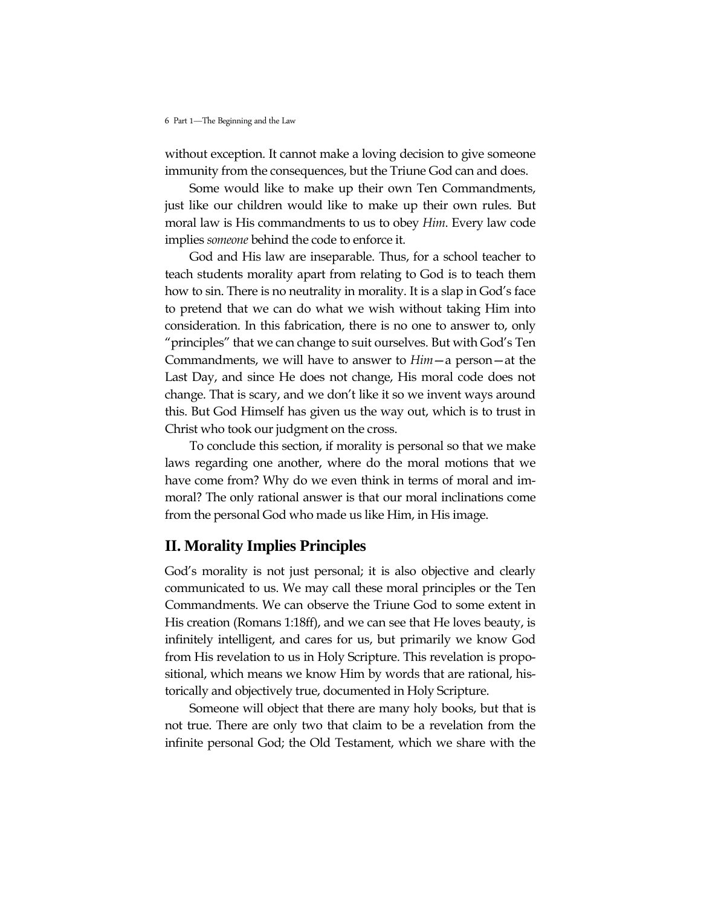without exception. It cannot make a loving decision to give someone immunity from the consequences, but the Triune God can and does.

Some would like to make up their own Ten Commandments, just like our children would like to make up their own rules. But moral law is His commandments to us to obey *Him*. Every law code implies *someone* behind the code to enforce it.

God and His law are inseparable. Thus, for a school teacher to teach students morality apart from relating to God is to teach them how to sin. There is no neutrality in morality. It is a slap in God's face to pretend that we can do what we wish without taking Him into consideration. In this fabrication, there is no one to answer to, only "principles" that we can change to suit ourselves. But with God's Ten Commandments, we will have to answer to *Him*—a person—at the Last Day, and since He does not change, His moral code does not change. That is scary, and we don't like it so we invent ways around this. But God Himself has given us the way out, which is to trust in Christ who took our judgment on the cross.

To conclude this section, if morality is personal so that we make laws regarding one another, where do the moral motions that we have come from? Why do we even think in terms of moral and immoral? The only rational answer is that our moral inclinations come from the personal God who made us like Him, in His image.

## II. Morality Implies Principles

God's morality is not just personal; it is also objective and clearly communicated to us. We may call these moral principles or the Ten Commandments. We can observe the Triune God to some extent in His creation (Romans 1:18ff), and we can see that He loves beauty, is infinitely intelligent, and cares for us, but primarily we know God from His revelation to us in Holy Scripture. This revelation is propositional, which means we know Him by words that are rational, historically and objectively true, documented in Holy Scripture.

Someone will object that there are many holy books, but that is not true. There are only two that claim to be a revelation from the infinite personal God; the Old Testament, which we share with the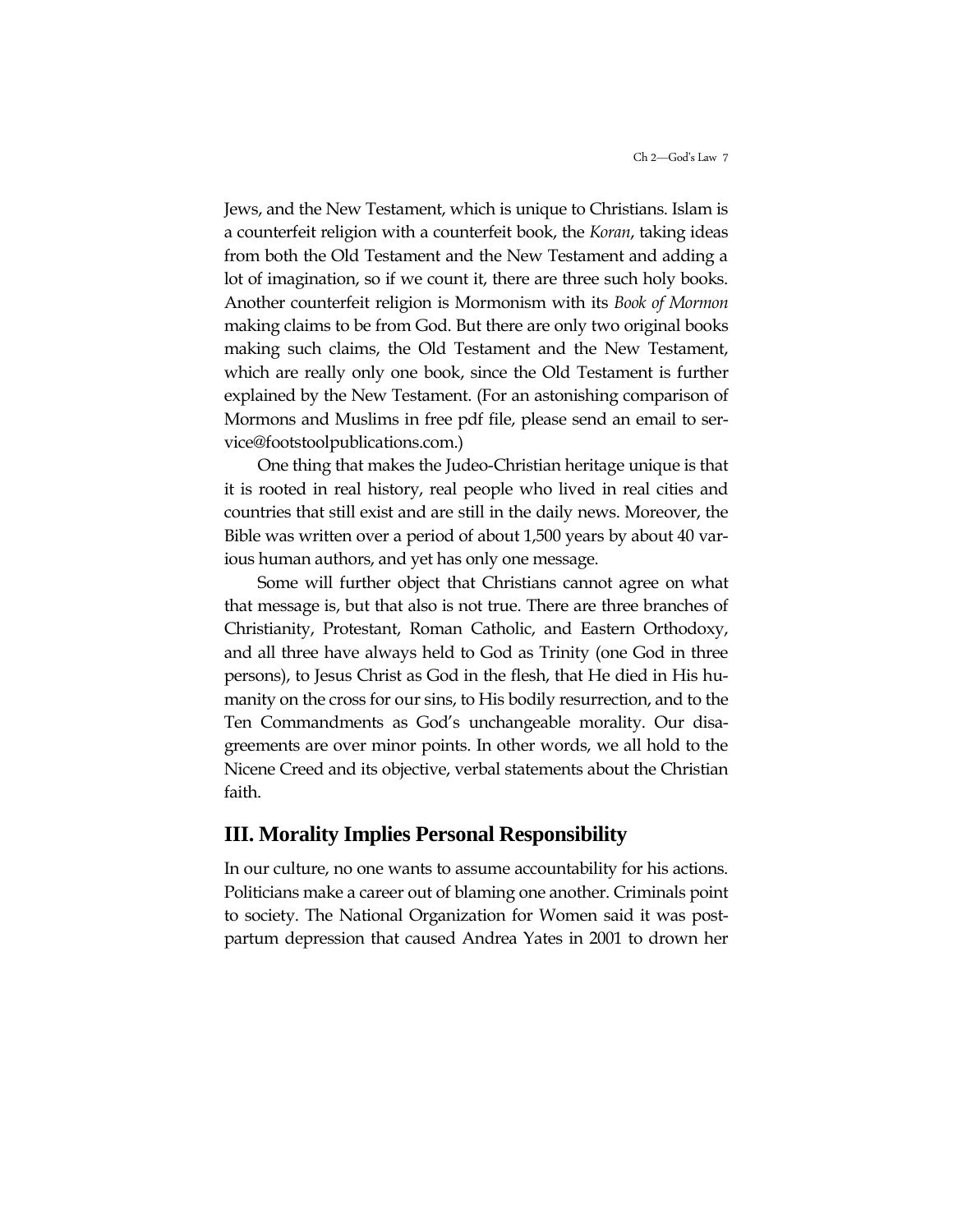Jews, and the New Testament, which is unique to Christians. Islam is a counterfeit religion with a counterfeit book, the *Koran*, taking ideas from both the Old Testament and the New Testament and adding a lot of imagination, so if we count it, there are three such holy books. Another counterfeit religion is Mormonism with its *Book of Mormon* making claims to be from God. But there are only two original books making such claims, the Old Testament and the New Testament, which are really only one book, since the Old Testament is further explained by the New Testament. (For an astonishing comparison of Mormons and Muslims in free pdf file, please send an email to service@footstoolpublications.com.)

One thing that makes the Judeo-Christian heritage unique is that it is rooted in real history, real people who lived in real cities and countries that still exist and are still in the daily news. Moreover, the Bible was written over a period of about 1,500 years by about 40 various human authors, and yet has only one message.

Some will further object that Christians cannot agree on what that message is, but that also is not true. There are three branches of Christianity, Protestant, Roman Catholic, and Eastern Orthodoxy, and all three have always held to God as Trinity (one God in three persons), to Jesus Christ as God in the flesh, that He died in His humanity on the cross for our sins, to His bodily resurrection, and to the Ten Commandments as God's unchangeable morality. Our disagreements are over minor points. In other words, we all hold to the Nicene Creed and its objective, verbal statements about the Christian faith.

## III. Morality Implies Personal Responsibility

In our culture, no one wants to assume accountability for his actions. Politicians make a career out of blaming one another. Criminals point to society. The National Organization for Women said it was postpartum depression that caused Andrea Yates in 2001 to drown her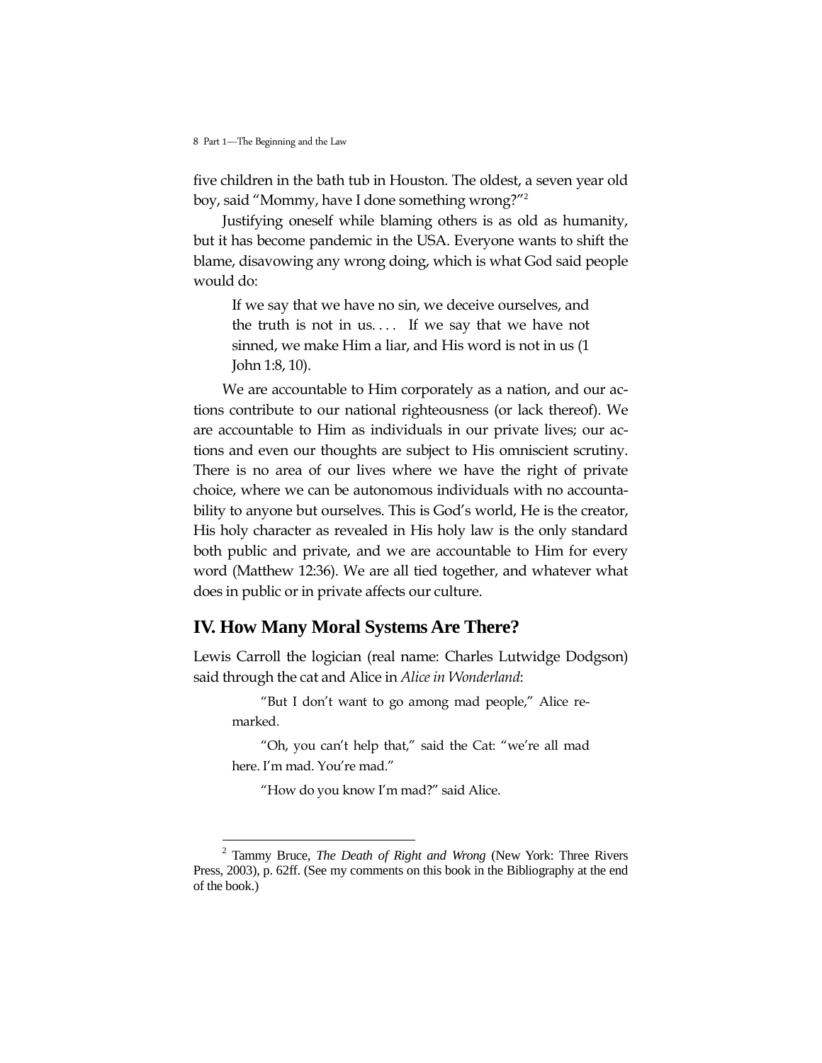five children in the bath tub in Houston. The oldest, a seven year old boy, said "Mommy, have I done something wrong?"[2]

Justifying oneself while blaming others is as old as humanity, but it has become pandemic in the USA. Everyone wants to shift the blame, disavowing any wrong doing, which is what God said people would do:

> If we say that we have no sin, we deceive ourselves, and the truth is not in us. . . . If we say that we have not sinned, we make Him a liar, and His word is not in us (1 John 1:8, 10).

We are accountable to Him corporately as a nation, and our actions contribute to our national righteousness (or lack thereof). We are accountable to Him as individuals in our private lives; our actions and even our thoughts are subject to His omniscient scrutiny. There is no area of our lives where we have the right of private choice, where we can be autonomous individuals with no accountability to anyone but ourselves. This is God's world, He is the creator, His holy character as revealed in His holy law is the only standard both public and private, and we are accountable to Him for every word (Matthew 12:36). We are all tied together, and whatever what does in public or in private affects our culture.

## IV. How Many Moral Systems Are There?

Lewis Carroll the logician (real name: Charles Lutwidge Dodgson) said through the cat and Alice in *Alice in Wonderland*:

> "But I don't want to go among mad people," Alice remarked.
>
> "Oh, you can't help that," said the Cat: "we're all mad here. I'm mad. You're mad."
>
> "How do you know I'm mad?" said Alice.

[2] Tammy Bruce, *The Death of Right and Wrong* (New York: Three Rivers Press, 2003), p. 62ff. (See my comments on this book in the Bibliography at the end of the book.)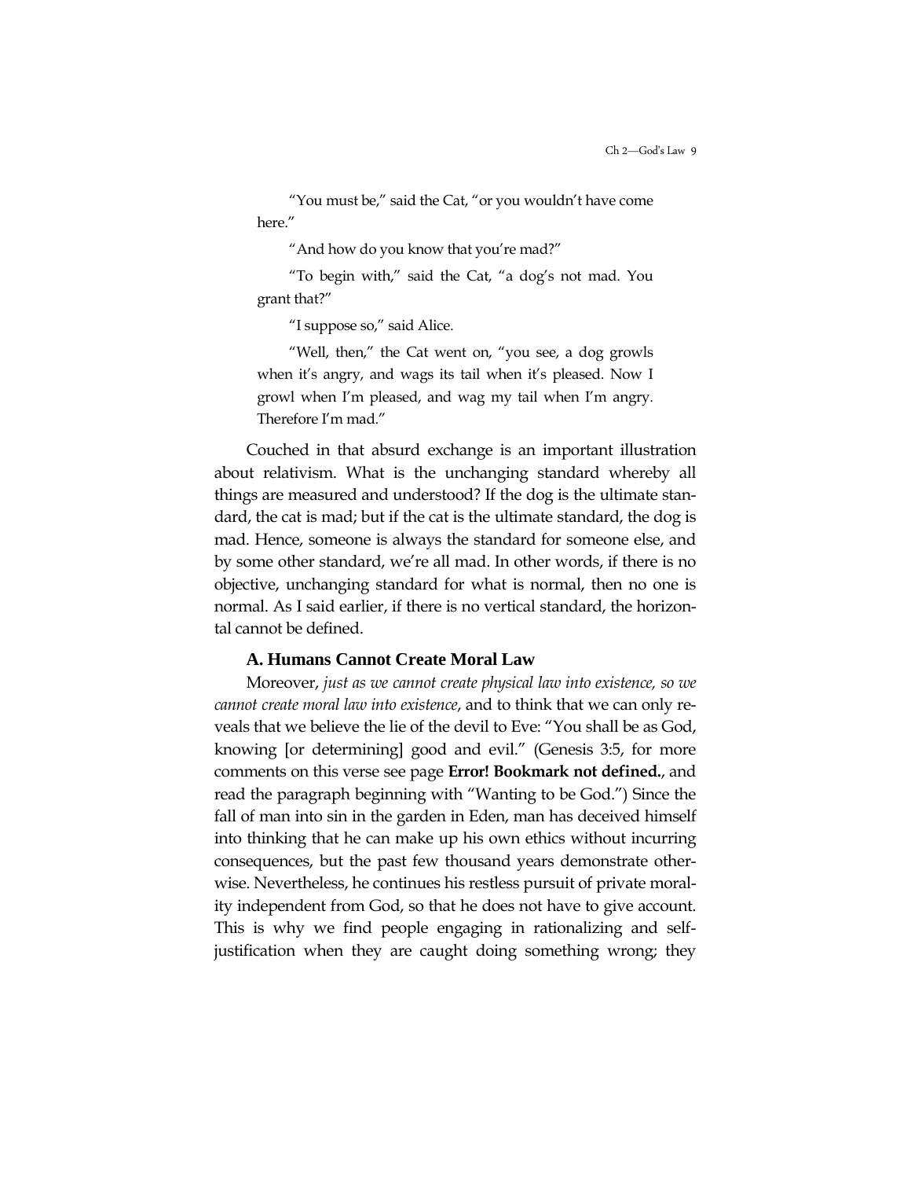> "You must be," said the Cat, "or you wouldn't have come here."
>
> "And how do you know that you're mad?"
>
> "To begin with," said the Cat, "a dog's not mad. You grant that?"
>
> "I suppose so," said Alice.
>
> "Well, then," the Cat went on, "you see, a dog growls when it's angry, and wags its tail when it's pleased. Now I growl when I'm pleased, and wag my tail when I'm angry. Therefore I'm mad."

Couched in that absurd exchange is an important illustration about relativism. What is the unchanging standard whereby all things are measured and understood? If the dog is the ultimate standard, the cat is mad; but if the cat is the ultimate standard, the dog is mad. Hence, someone is always the standard for someone else, and by some other standard, we're all mad. In other words, if there is no objective, unchanging standard for what is normal, then no one is normal. As I said earlier, if there is no vertical standard, the horizontal cannot be defined.

### A. Humans Cannot Create Moral Law

Moreover, *just as we cannot create physical law into existence, so we cannot create moral law into existence*, and to think that we can only reveals that we believe the lie of the devil to Eve: "You shall be as God, knowing [or determining] good and evil." (Genesis 3:5, for more comments on this verse see page **Error! Bookmark not defined.**, and read the paragraph beginning with "Wanting to be God.") Since the fall of man into sin in the garden in Eden, man has deceived himself into thinking that he can make up his own ethics without incurring consequences, but the past few thousand years demonstrate otherwise. Nevertheless, he continues his restless pursuit of private morality independent from God, so that he does not have to give account. This is why we find people engaging in rationalizing and self-justification when they are caught doing something wrong; they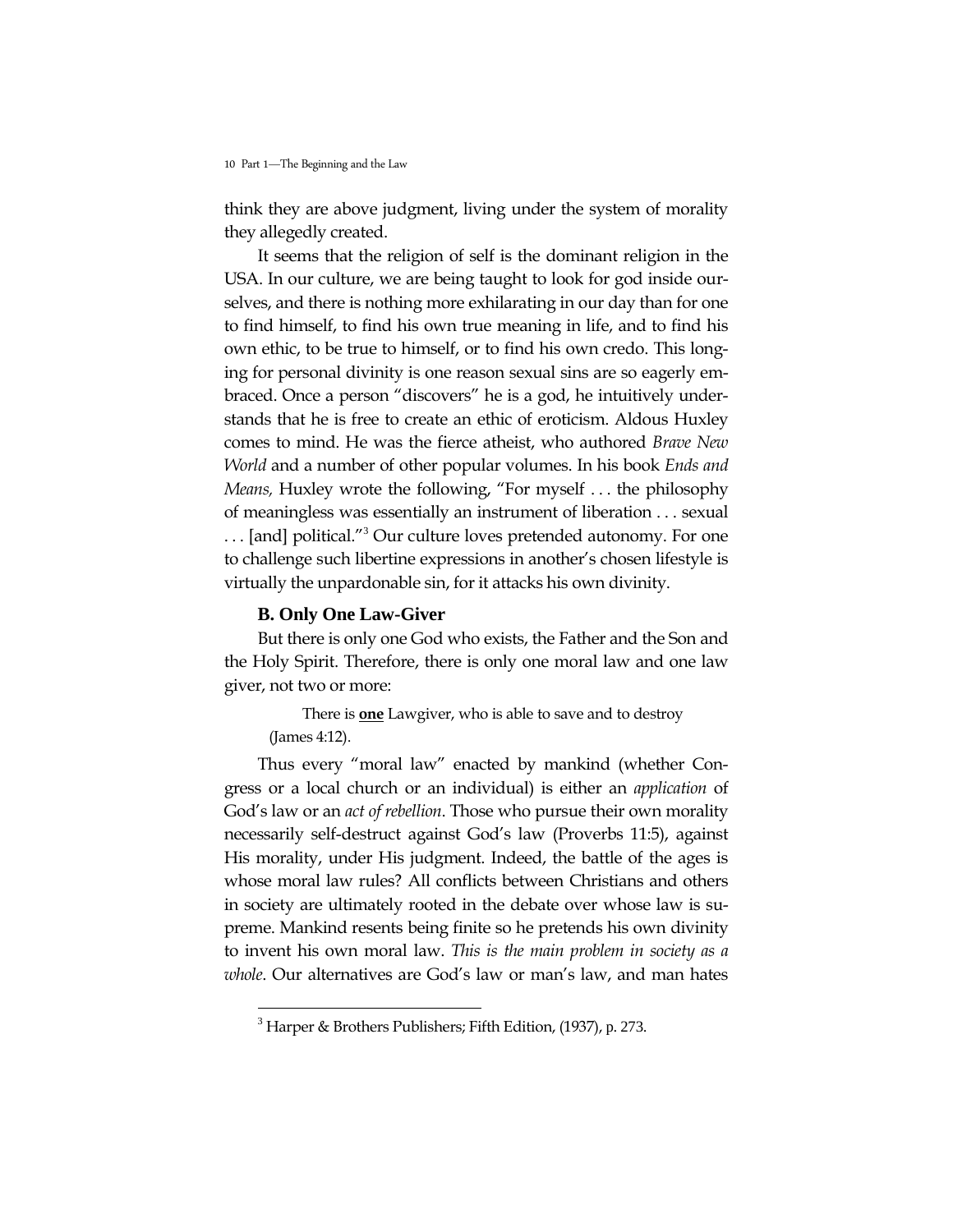think they are above judgment, living under the system of morality they allegedly created.

It seems that the religion of self is the dominant religion in the USA. In our culture, we are being taught to look for god inside ourselves, and there is nothing more exhilarating in our day than for one to find himself, to find his own true meaning in life, and to find his own ethic, to be true to himself, or to find his own credo. This longing for personal divinity is one reason sexual sins are so eagerly embraced. Once a person "discovers" he is a god, he intuitively understands that he is free to create an ethic of eroticism. Aldous Huxley comes to mind. He was the fierce atheist, who authored *Brave New World* and a number of other popular volumes. In his book *Ends and Means,* Huxley wrote the following, "For myself . . . the philosophy of meaningless was essentially an instrument of liberation . . . sexual . . . [and] political."[3] Our culture loves pretended autonomy. For one to challenge such libertine expressions in another's chosen lifestyle is virtually the unpardonable sin, for it attacks his own divinity.

### B. Only One Law-Giver

But there is only one God who exists, the Father and the Son and the Holy Spirit. Therefore, there is only one moral law and one law giver, not two or more:

> There is **one** Lawgiver, who is able to save and to destroy (James 4:12).

Thus every "moral law" enacted by mankind (whether Congress or a local church or an individual) is either an *application* of God's law or an *act of rebellion*. Those who pursue their own morality necessarily self-destruct against God's law (Proverbs 11:5), against His morality, under His judgment. Indeed, the battle of the ages is whose moral law rules? All conflicts between Christians and others in society are ultimately rooted in the debate over whose law is supreme. Mankind resents being finite so he pretends his own divinity to invent his own moral law. *This is the main problem in society as a whole*. Our alternatives are God's law or man's law, and man hates

---

[3] Harper & Brothers Publishers; Fifth Edition, (1937), p. 273.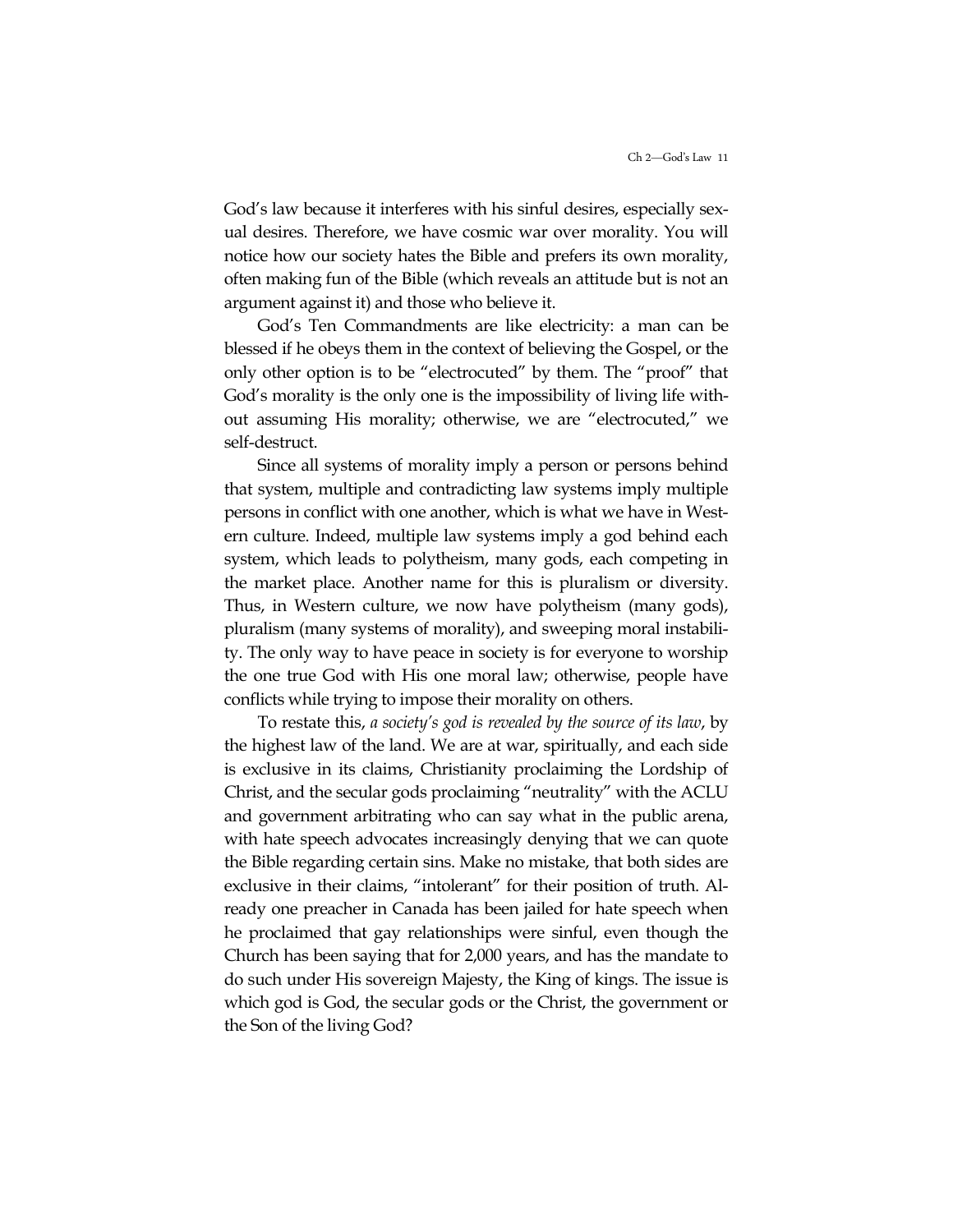God's law because it interferes with his sinful desires, especially sexual desires. Therefore, we have cosmic war over morality. You will notice how our society hates the Bible and prefers its own morality, often making fun of the Bible (which reveals an attitude but is not an argument against it) and those who believe it.

God's Ten Commandments are like electricity: a man can be blessed if he obeys them in the context of believing the Gospel, or the only other option is to be "electrocuted" by them. The "proof" that God's morality is the only one is the impossibility of living life without assuming His morality; otherwise, we are "electrocuted," we self-destruct.

Since all systems of morality imply a person or persons behind that system, multiple and contradicting law systems imply multiple persons in conflict with one another, which is what we have in Western culture. Indeed, multiple law systems imply a god behind each system, which leads to polytheism, many gods, each competing in the market place. Another name for this is pluralism or diversity. Thus, in Western culture, we now have polytheism (many gods), pluralism (many systems of morality), and sweeping moral instability. The only way to have peace in society is for everyone to worship the one true God with His one moral law; otherwise, people have conflicts while trying to impose their morality on others.

To restate this, *a society's god is revealed by the source of its law*, by the highest law of the land. We are at war, spiritually, and each side is exclusive in its claims, Christianity proclaiming the Lordship of Christ, and the secular gods proclaiming "neutrality" with the ACLU and government arbitrating who can say what in the public arena, with hate speech advocates increasingly denying that we can quote the Bible regarding certain sins. Make no mistake, that both sides are exclusive in their claims, "intolerant" for their position of truth. Already one preacher in Canada has been jailed for hate speech when he proclaimed that gay relationships were sinful, even though the Church has been saying that for 2,000 years, and has the mandate to do such under His sovereign Majesty, the King of kings. The issue is which god is God, the secular gods or the Christ, the government or the Son of the living God?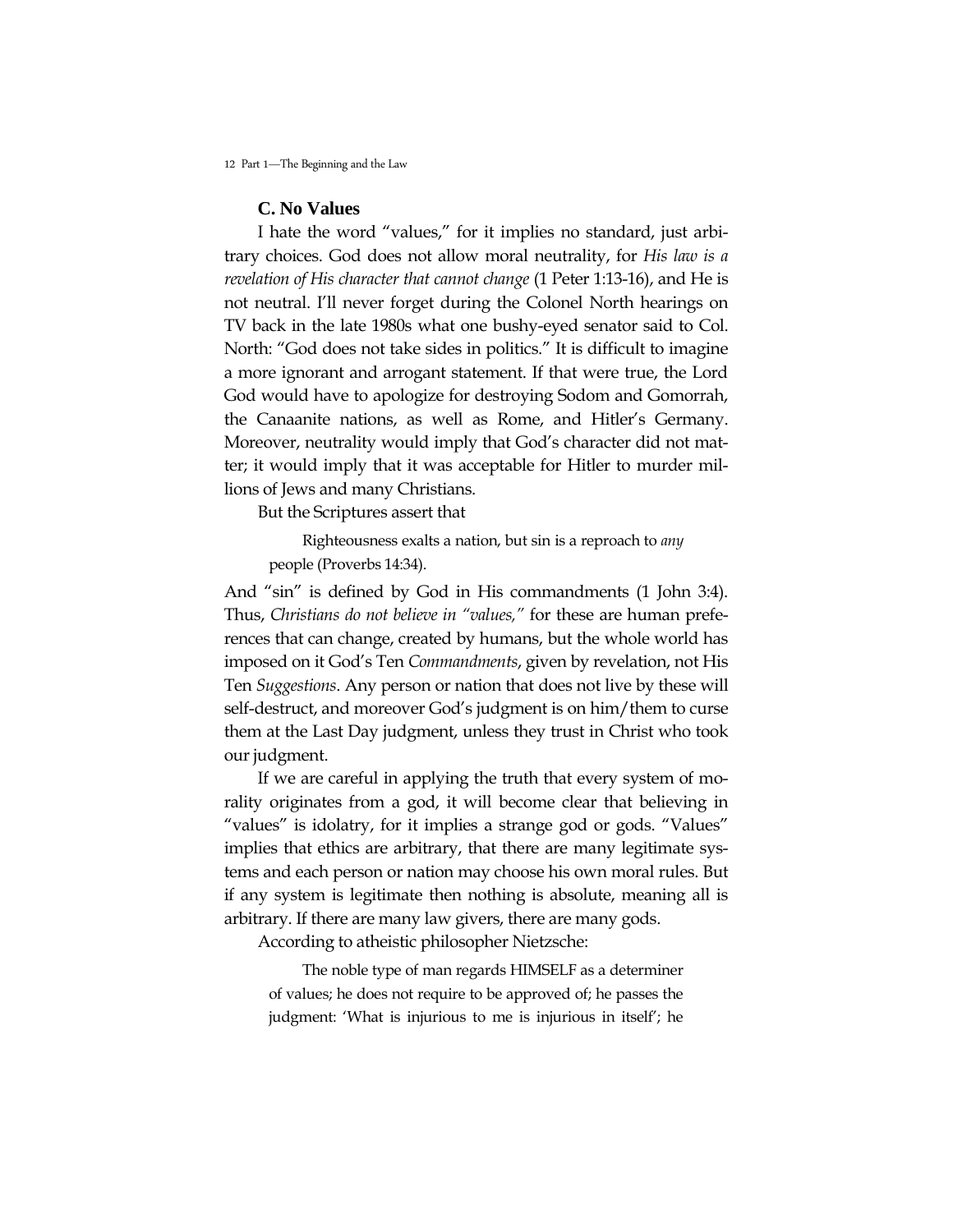### C. No Values

I hate the word "values," for it implies no standard, just arbitrary choices. God does not allow moral neutrality, for *His law is a revelation of His character that cannot change* (1 Peter 1:13-16), and He is not neutral. I'll never forget during the Colonel North hearings on TV back in the late 1980s what one bushy-eyed senator said to Col. North: "God does not take sides in politics." It is difficult to imagine a more ignorant and arrogant statement. If that were true, the Lord God would have to apologize for destroying Sodom and Gomorrah, the Canaanite nations, as well as Rome, and Hitler's Germany. Moreover, neutrality would imply that God's character did not matter; it would imply that it was acceptable for Hitler to murder millions of Jews and many Christians.

But the Scriptures assert that

> Righteousness exalts a nation, but sin is a reproach to *any* people (Proverbs 14:34).

And "sin" is defined by God in His commandments (1 John 3:4). Thus, *Christians do not believe in "values,"* for these are human preferences that can change, created by humans, but the whole world has imposed on it God's Ten *Commandments*, given by revelation, not His Ten *Suggestions*. Any person or nation that does not live by these will self-destruct, and moreover God's judgment is on him/them to curse them at the Last Day judgment, unless they trust in Christ who took our judgment.

If we are careful in applying the truth that every system of morality originates from a god, it will become clear that believing in "values" is idolatry, for it implies a strange god or gods. "Values" implies that ethics are arbitrary, that there are many legitimate systems and each person or nation may choose his own moral rules. But if any system is legitimate then nothing is absolute, meaning all is arbitrary. If there are many law givers, there are many gods.

According to atheistic philosopher Nietzsche:

> The noble type of man regards HIMSELF as a determiner of values; he does not require to be approved of; he passes the judgment: 'What is injurious to me is injurious in itself'; he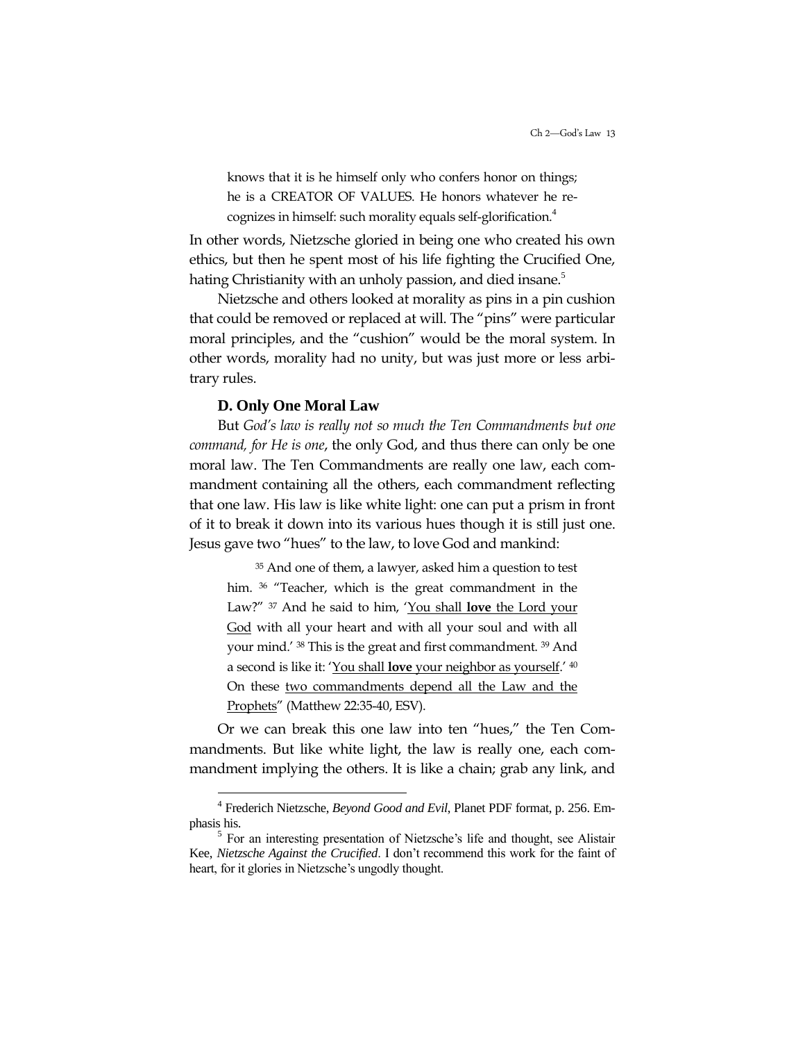> knows that it is he himself only who confers honor on things; he is a CREATOR OF VALUES. He honors whatever he recognizes in himself: such morality equals self-glorification.[4]

In other words, Nietzsche gloried in being one who created his own ethics, but then he spent most of his life fighting the Crucified One, hating Christianity with an unholy passion, and died insane.[5]

Nietzsche and others looked at morality as pins in a pin cushion that could be removed or replaced at will. The "pins" were particular moral principles, and the "cushion" would be the moral system. In other words, morality had no unity, but was just more or less arbitrary rules.

### D. Only One Moral Law

But *God's law is really not so much the Ten Commandments but one command, for He is one*, the only God, and thus there can only be one moral law. The Ten Commandments are really one law, each commandment containing all the others, each commandment reflecting that one law. His law is like white light: one can put a prism in front of it to break it down into its various hues though it is still just one. Jesus gave two "hues" to the law, to love God and mankind:

> [35] And one of them, a lawyer, asked him a question to test him. [36] "Teacher, which is the great commandment in the Law?" [37] And he said to him, '<u>You shall **love** the Lord your God</u> with all your heart and with all your soul and with all your mind.' [38] This is the great and first commandment. [39] And a second is like it: '<u>You shall **love** your neighbor as yourself</u>.' [40] On these <u>two commandments depend all the Law and the Prophets</u>" (Matthew 22:35-40, ESV).

Or we can break this one law into ten "hues," the Ten Commandments. But like white light, the law is really one, each commandment implying the others. It is like a chain; grab any link, and

---

[4] Frederich Nietzsche, *Beyond Good and Evil*, Planet PDF format, p. 256. Emphasis his.

[5] For an interesting presentation of Nietzsche's life and thought, see Alistair Kee, *Nietzsche Against the Crucified*. I don't recommend this work for the faint of heart, for it glories in Nietzsche's ungodly thought.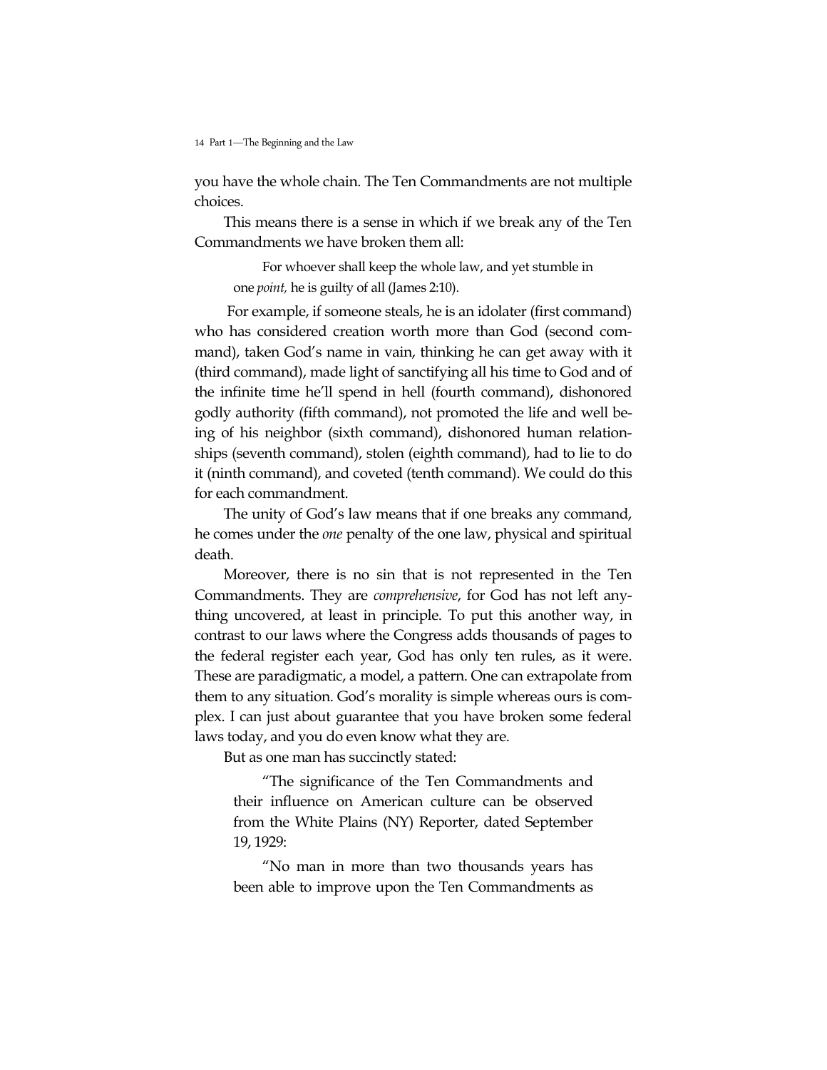you have the whole chain. The Ten Commandments are not multiple choices.

This means there is a sense in which if we break any of the Ten Commandments we have broken them all:

> For whoever shall keep the whole law, and yet stumble in one *point,* he is guilty of all (James 2:10).

For example, if someone steals, he is an idolater (first command) who has considered creation worth more than God (second command), taken God's name in vain, thinking he can get away with it (third command), made light of sanctifying all his time to God and of the infinite time he'll spend in hell (fourth command), dishonored godly authority (fifth command), not promoted the life and well being of his neighbor (sixth command), dishonored human relationships (seventh command), stolen (eighth command), had to lie to do it (ninth command), and coveted (tenth command). We could do this for each commandment.

The unity of God's law means that if one breaks any command, he comes under the *one* penalty of the one law, physical and spiritual death.

Moreover, there is no sin that is not represented in the Ten Commandments. They are *comprehensive*, for God has not left anything uncovered, at least in principle. To put this another way, in contrast to our laws where the Congress adds thousands of pages to the federal register each year, God has only ten rules, as it were. These are paradigmatic, a model, a pattern. One can extrapolate from them to any situation. God's morality is simple whereas ours is complex. I can just about guarantee that you have broken some federal laws today, and you do even know what they are.

But as one man has succinctly stated:

> "The significance of the Ten Commandments and their influence on American culture can be observed from the White Plains (NY) Reporter, dated September 19, 1929:
>
> "No man in more than two thousands years has been able to improve upon the Ten Commandments as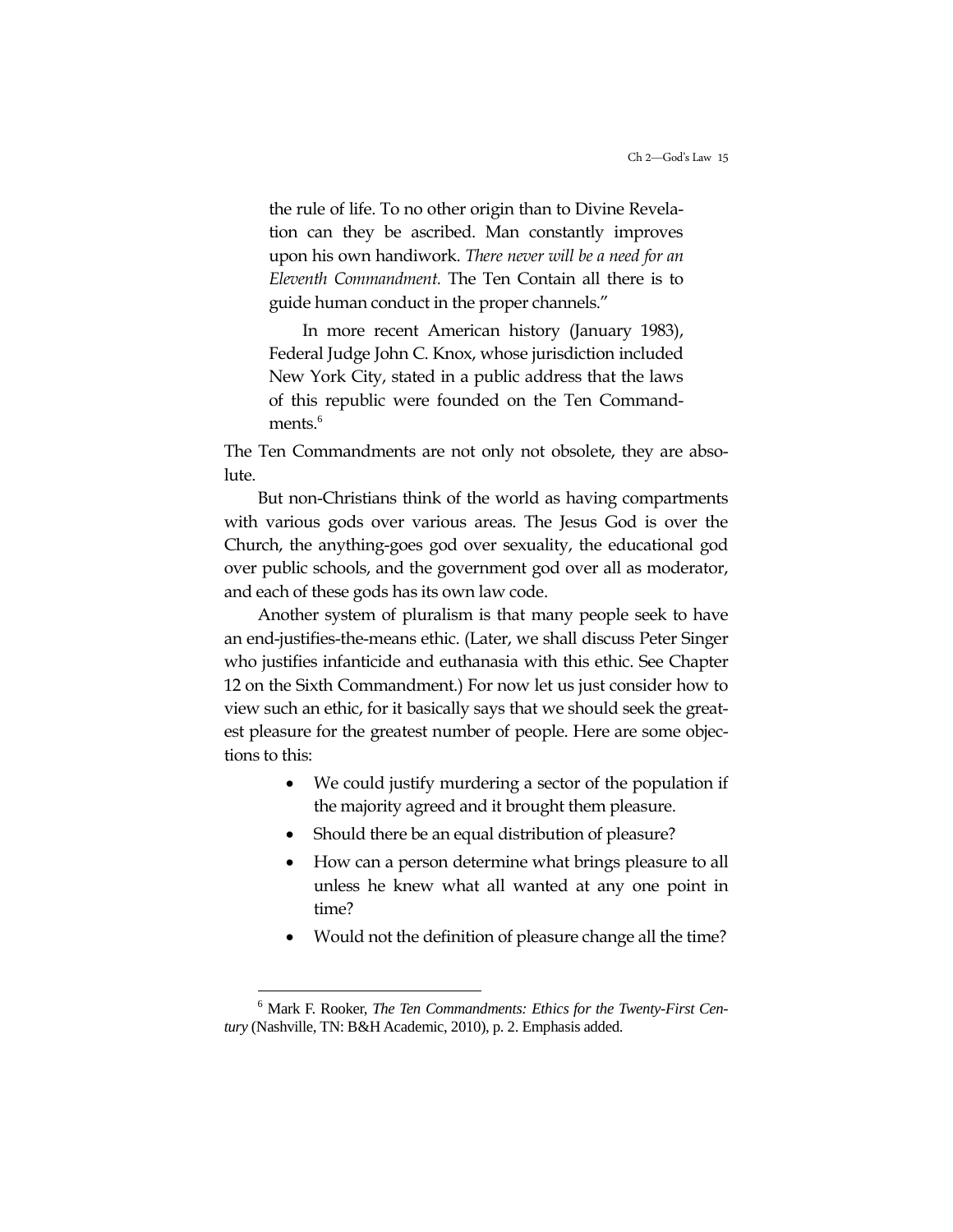> the rule of life. To no other origin than to Divine Revelation can they be ascribed. Man constantly improves upon his own handiwork. *There never will be a need for an Eleventh Commandment.* The Ten Contain all there is to guide human conduct in the proper channels."
>
> In more recent American history (January 1983), Federal Judge John C. Knox, whose jurisdiction included New York City, stated in a public address that the laws of this republic were founded on the Ten Commandments.[6]

The Ten Commandments are not only not obsolete, they are absolute.

But non-Christians think of the world as having compartments with various gods over various areas. The Jesus God is over the Church, the anything-goes god over sexuality, the educational god over public schools, and the government god over all as moderator, and each of these gods has its own law code.

Another system of pluralism is that many people seek to have an end-justifies-the-means ethic. (Later, we shall discuss Peter Singer who justifies infanticide and euthanasia with this ethic. See Chapter 12 on the Sixth Commandment.) For now let us just consider how to view such an ethic, for it basically says that we should seek the greatest pleasure for the greatest number of people. Here are some objections to this:

- We could justify murdering a sector of the population if the majority agreed and it brought them pleasure.
- Should there be an equal distribution of pleasure?
- How can a person determine what brings pleasure to all unless he knew what all wanted at any one point in time?
- Would not the definition of pleasure change all the time?

---

[6] Mark F. Rooker, *The Ten Commandments: Ethics for the Twenty-First Century* (Nashville, TN: B&H Academic, 2010), p. 2. Emphasis added.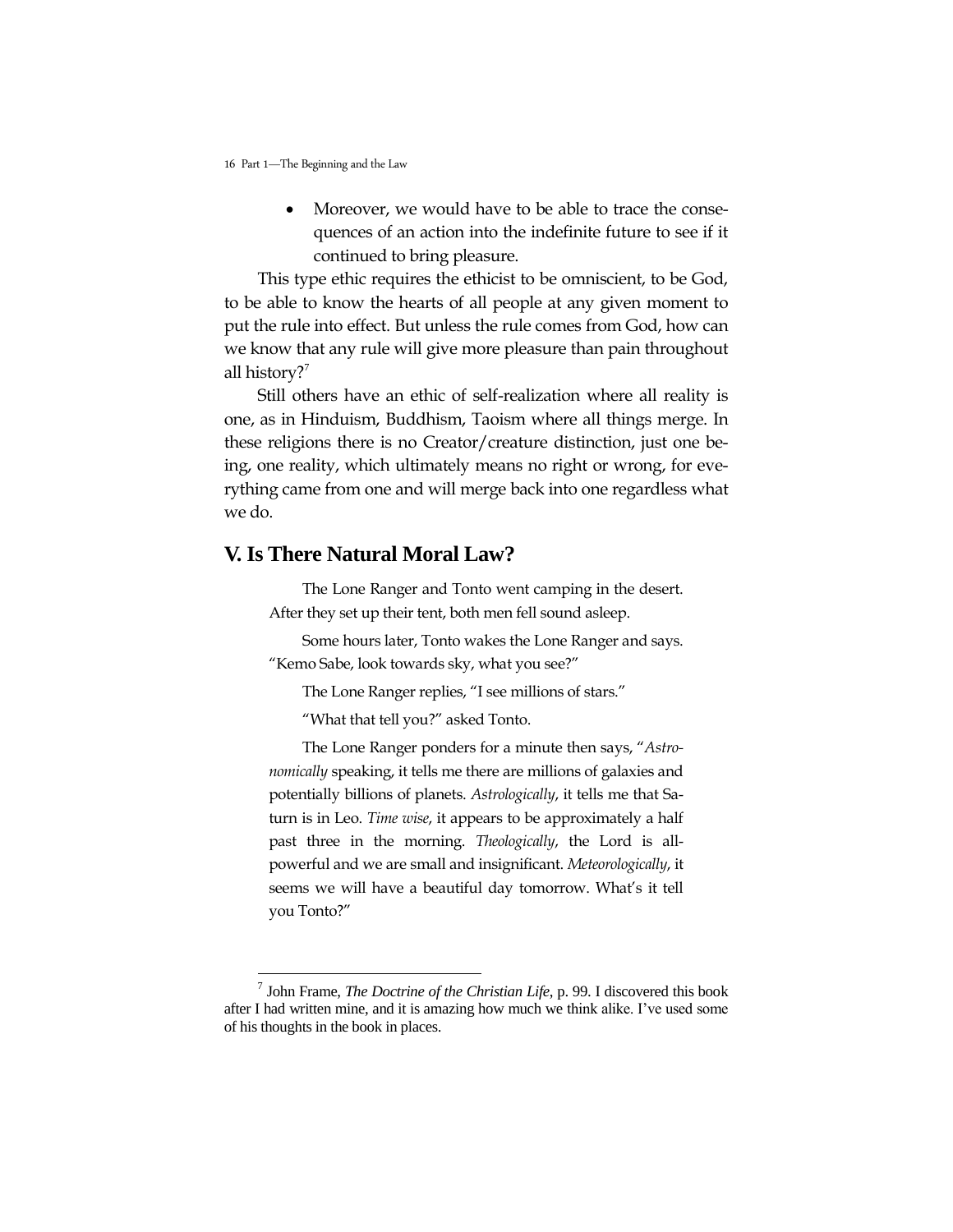- Moreover, we would have to be able to trace the consequences of an action into the indefinite future to see if it continued to bring pleasure.

This type ethic requires the ethicist to be omniscient, to be God, to be able to know the hearts of all people at any given moment to put the rule into effect. But unless the rule comes from God, how can we know that any rule will give more pleasure than pain throughout all history?[7]

Still others have an ethic of self-realization where all reality is one, as in Hinduism, Buddhism, Taoism where all things merge. In these religions there is no Creator/creature distinction, just one being, one reality, which ultimately means no right or wrong, for everything came from one and will merge back into one regardless what we do.

## V. Is There Natural Moral Law?

> The Lone Ranger and Tonto went camping in the desert. After they set up their tent, both men fell sound asleep.
>
> Some hours later, Tonto wakes the Lone Ranger and says. "Kemo Sabe, look towards sky, what you see?"
>
> The Lone Ranger replies, "I see millions of stars."
>
> "What that tell you?" asked Tonto.
>
> The Lone Ranger ponders for a minute then says, "*Astronomically* speaking, it tells me there are millions of galaxies and potentially billions of planets. *Astrologically*, it tells me that Saturn is in Leo. *Time wise*, it appears to be approximately a half past three in the morning. *Theologically*, the Lord is all-powerful and we are small and insignificant. *Meteorologically*, it seems we will have a beautiful day tomorrow. What's it tell you Tonto?"

[7] John Frame, *The Doctrine of the Christian Life*, p. 99. I discovered this book after I had written mine, and it is amazing how much we think alike. I've used some of his thoughts in the book in places.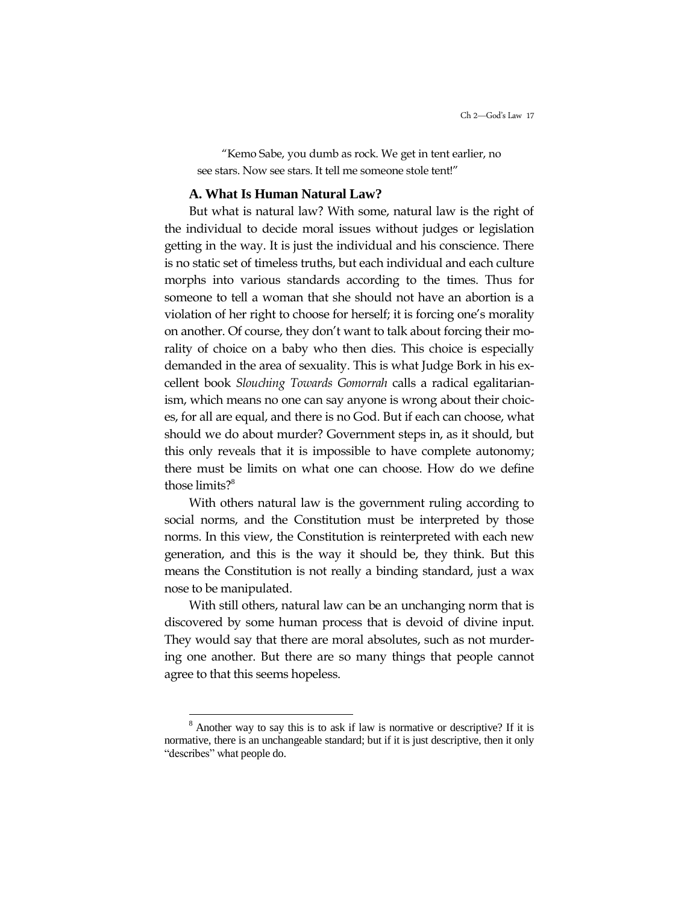"Kemo Sabe, you dumb as rock. We get in tent earlier, no see stars. Now see stars. It tell me someone stole tent!"

### A. What Is Human Natural Law?

But what is natural law? With some, natural law is the right of the individual to decide moral issues without judges or legislation getting in the way. It is just the individual and his conscience. There is no static set of timeless truths, but each individual and each culture morphs into various standards according to the times. Thus for someone to tell a woman that she should not have an abortion is a violation of her right to choose for herself; it is forcing one's morality on another. Of course, they don't want to talk about forcing their morality of choice on a baby who then dies. This choice is especially demanded in the area of sexuality. This is what Judge Bork in his excellent book *Slouching Towards Gomorrah* calls a radical egalitarianism, which means no one can say anyone is wrong about their choices, for all are equal, and there is no God. But if each can choose, what should we do about murder? Government steps in, as it should, but this only reveals that it is impossible to have complete autonomy; there must be limits on what one can choose. How do we define those limits?[8]

With others natural law is the government ruling according to social norms, and the Constitution must be interpreted by those norms. In this view, the Constitution is reinterpreted with each new generation, and this is the way it should be, they think. But this means the Constitution is not really a binding standard, just a wax nose to be manipulated.

With still others, natural law can be an unchanging norm that is discovered by some human process that is devoid of divine input. They would say that there are moral absolutes, such as not murdering one another. But there are so many things that people cannot agree to that this seems hopeless.

---

[8] Another way to say this is to ask if law is normative or descriptive? If it is normative, there is an unchangeable standard; but if it is just descriptive, then it only "describes" what people do.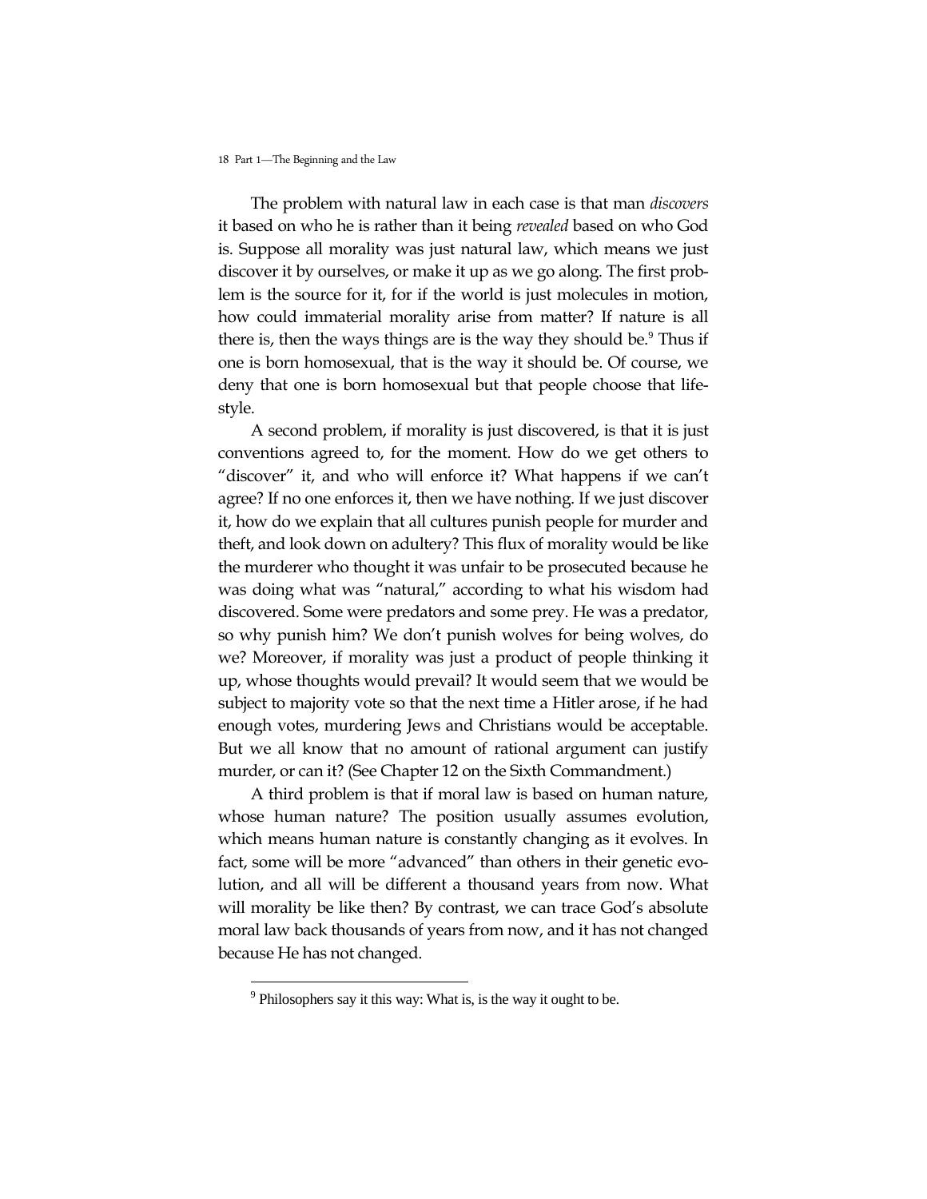The problem with natural law in each case is that man *discovers* it based on who he is rather than it being *revealed* based on who God is. Suppose all morality was just natural law, which means we just discover it by ourselves, or make it up as we go along. The first problem is the source for it, for if the world is just molecules in motion, how could immaterial morality arise from matter? If nature is all there is, then the ways things are is the way they should be.[9] Thus if one is born homosexual, that is the way it should be. Of course, we deny that one is born homosexual but that people choose that lifestyle.

A second problem, if morality is just discovered, is that it is just conventions agreed to, for the moment. How do we get others to "discover" it, and who will enforce it? What happens if we can't agree? If no one enforces it, then we have nothing. If we just discover it, how do we explain that all cultures punish people for murder and theft, and look down on adultery? This flux of morality would be like the murderer who thought it was unfair to be prosecuted because he was doing what was "natural," according to what his wisdom had discovered. Some were predators and some prey. He was a predator, so why punish him? We don't punish wolves for being wolves, do we? Moreover, if morality was just a product of people thinking it up, whose thoughts would prevail? It would seem that we would be subject to majority vote so that the next time a Hitler arose, if he had enough votes, murdering Jews and Christians would be acceptable. But we all know that no amount of rational argument can justify murder, or can it? (See Chapter 12 on the Sixth Commandment.)

A third problem is that if moral law is based on human nature, whose human nature? The position usually assumes evolution, which means human nature is constantly changing as it evolves. In fact, some will be more "advanced" than others in their genetic evolution, and all will be different a thousand years from now. What will morality be like then? By contrast, we can trace God's absolute moral law back thousands of years from now, and it has not changed because He has not changed.

---

[9] Philosophers say it this way: What is, is the way it ought to be.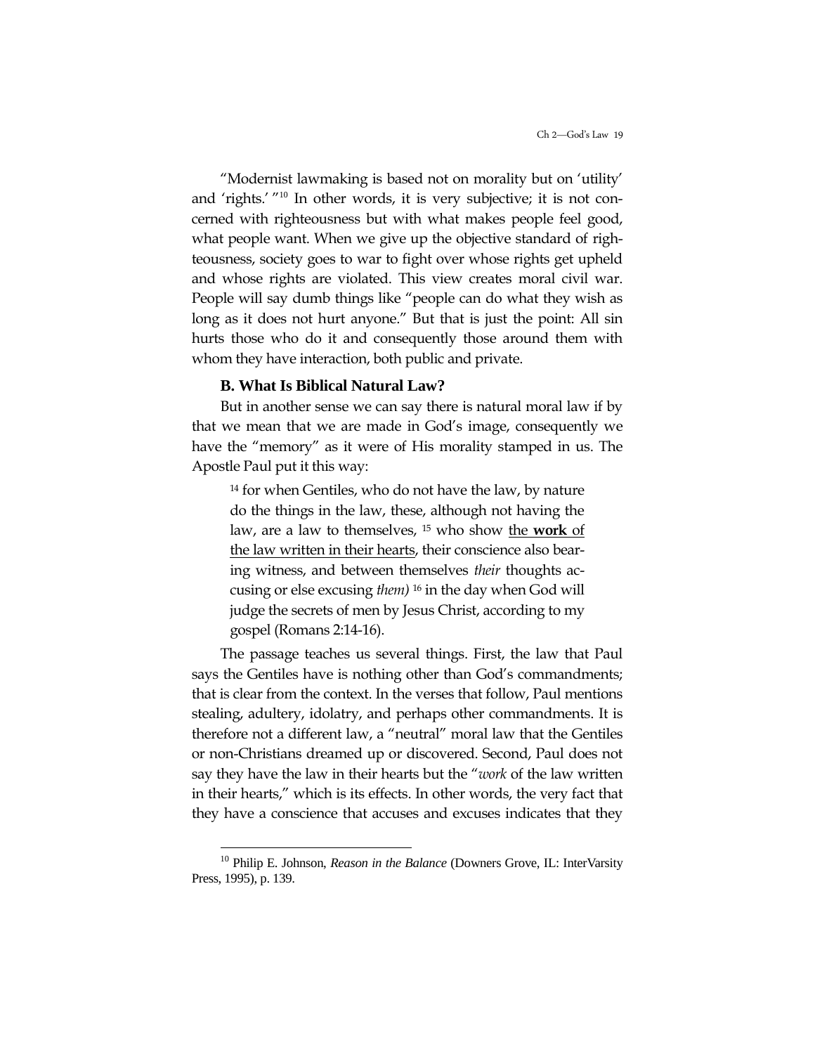"Modernist lawmaking is based not on morality but on 'utility' and 'rights.' "[10] In other words, it is very subjective; it is not concerned with righteousness but with what makes people feel good, what people want. When we give up the objective standard of righteousness, society goes to war to fight over whose rights get upheld and whose rights are violated. This view creates moral civil war. People will say dumb things like "people can do what they wish as long as it does not hurt anyone." But that is just the point: All sin hurts those who do it and consequently those around them with whom they have interaction, both public and private.

### B. What Is Biblical Natural Law?

But in another sense we can say there is natural moral law if by that we mean that we are made in God's image, consequently we have the "memory" as it were of His morality stamped in us. The Apostle Paul put it this way:

> [14] for when Gentiles, who do not have the law, by nature do the things in the law, these, although not having the law, are a law to themselves, [15] who show <u>the **work** of the law written in their hearts</u>, their conscience also bearing witness, and between themselves *their* thoughts accusing or else excusing *them)* [16] in the day when God will judge the secrets of men by Jesus Christ, according to my gospel (Romans 2:14-16).

The passage teaches us several things. First, the law that Paul says the Gentiles have is nothing other than God's commandments; that is clear from the context. In the verses that follow, Paul mentions stealing, adultery, idolatry, and perhaps other commandments. It is therefore not a different law, a "neutral" moral law that the Gentiles or non-Christians dreamed up or discovered. Second, Paul does not say they have the law in their hearts but the "*work* of the law written in their hearts," which is its effects. In other words, the very fact that they have a conscience that accuses and excuses indicates that they

[10] Philip E. Johnson, *Reason in the Balance* (Downers Grove, IL: InterVarsity Press, 1995), p. 139.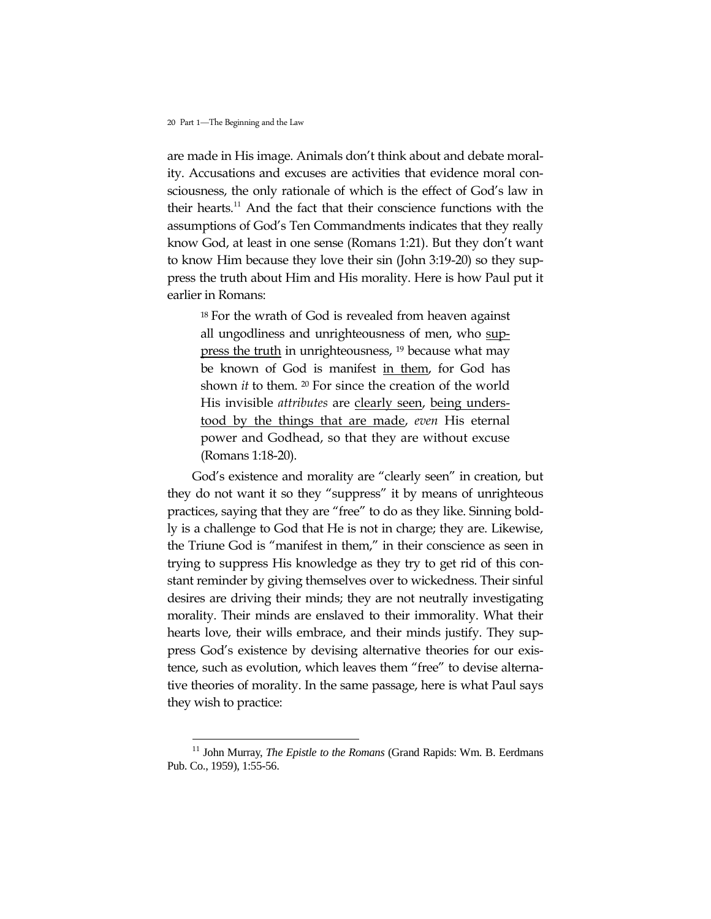are made in His image. Animals don't think about and debate morality. Accusations and excuses are activities that evidence moral consciousness, the only rationale of which is the effect of God's law in their hearts.[11] And the fact that their conscience functions with the assumptions of God's Ten Commandments indicates that they really know God, at least in one sense (Romans 1:21). But they don't want to know Him because they love their sin (John 3:19-20) so they suppress the truth about Him and His morality. Here is how Paul put it earlier in Romans:

> [18] For the wrath of God is revealed from heaven against all ungodliness and unrighteousness of men, who <u>suppress the truth</u> in unrighteousness, [19] because what may be known of God is manifest <u>in them</u>, for God has shown *it* to them. [20] For since the creation of the world His invisible *attributes* are <u>clearly seen</u>, <u>being understood by the things that are made</u>, *even* His eternal power and Godhead, so that they are without excuse (Romans 1:18-20).

God's existence and morality are "clearly seen" in creation, but they do not want it so they "suppress" it by means of unrighteous practices, saying that they are "free" to do as they like. Sinning boldly is a challenge to God that He is not in charge; they are. Likewise, the Triune God is "manifest in them," in their conscience as seen in trying to suppress His knowledge as they try to get rid of this constant reminder by giving themselves over to wickedness. Their sinful desires are driving their minds; they are not neutrally investigating morality. Their minds are enslaved to their immorality. What their hearts love, their wills embrace, and their minds justify. They suppress God's existence by devising alternative theories for our existence, such as evolution, which leaves them "free" to devise alternative theories of morality. In the same passage, here is what Paul says they wish to practice:

---

[11] John Murray, *The Epistle to the Romans* (Grand Rapids: Wm. B. Eerdmans Pub. Co., 1959), 1:55-56.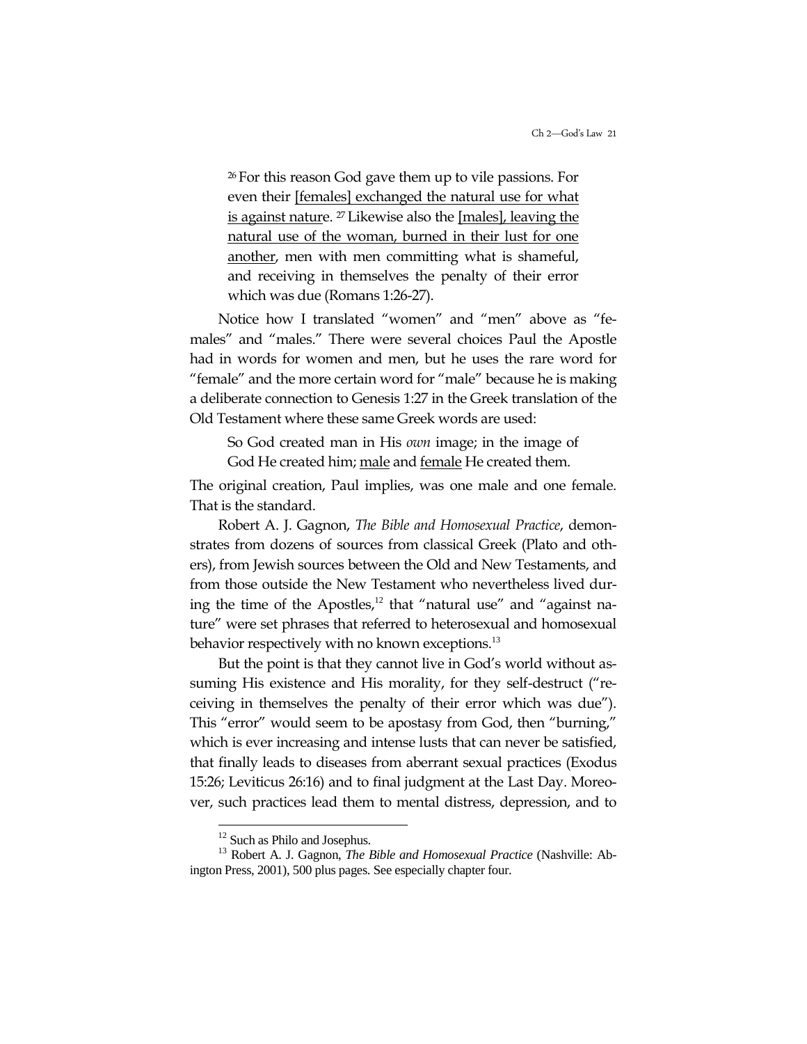> [26] For this reason God gave them up to vile passions. For even their <u>[females] exchanged the natural use for what is against nature</u>. [27] Likewise also the <u>[males], leaving the natural use of the woman, burned in their lust for one another</u>, men with men committing what is shameful, and receiving in themselves the penalty of their error which was due (Romans 1:26-27).

Notice how I translated "women" and "men" above as "females" and "males." There were several choices Paul the Apostle had in words for women and men, but he uses the rare word for "female" and the more certain word for "male" because he is making a deliberate connection to Genesis 1:27 in the Greek translation of the Old Testament where these same Greek words are used:

> So God created man in His *own* image; in the image of God He created him; <u>male</u> and <u>female</u> He created them.

The original creation, Paul implies, was one male and one female. That is the standard.

Robert A. J. Gagnon, *The Bible and Homosexual Practice*, demonstrates from dozens of sources from classical Greek (Plato and others), from Jewish sources between the Old and New Testaments, and from those outside the New Testament who nevertheless lived during the time of the Apostles,[12] that "natural use" and "against nature" were set phrases that referred to heterosexual and homosexual behavior respectively with no known exceptions.[13]

But the point is that they cannot live in God's world without assuming His existence and His morality, for they self-destruct ("receiving in themselves the penalty of their error which was due"). This "error" would seem to be apostasy from God, then "burning," which is ever increasing and intense lusts that can never be satisfied, that finally leads to diseases from aberrant sexual practices (Exodus 15:26; Leviticus 26:16) and to final judgment at the Last Day. Moreover, such practices lead them to mental distress, depression, and to

---

[12] Such as Philo and Josephus.

[13] Robert A. J. Gagnon, *The Bible and Homosexual Practice* (Nashville: Abington Press, 2001), 500 plus pages. See especially chapter four.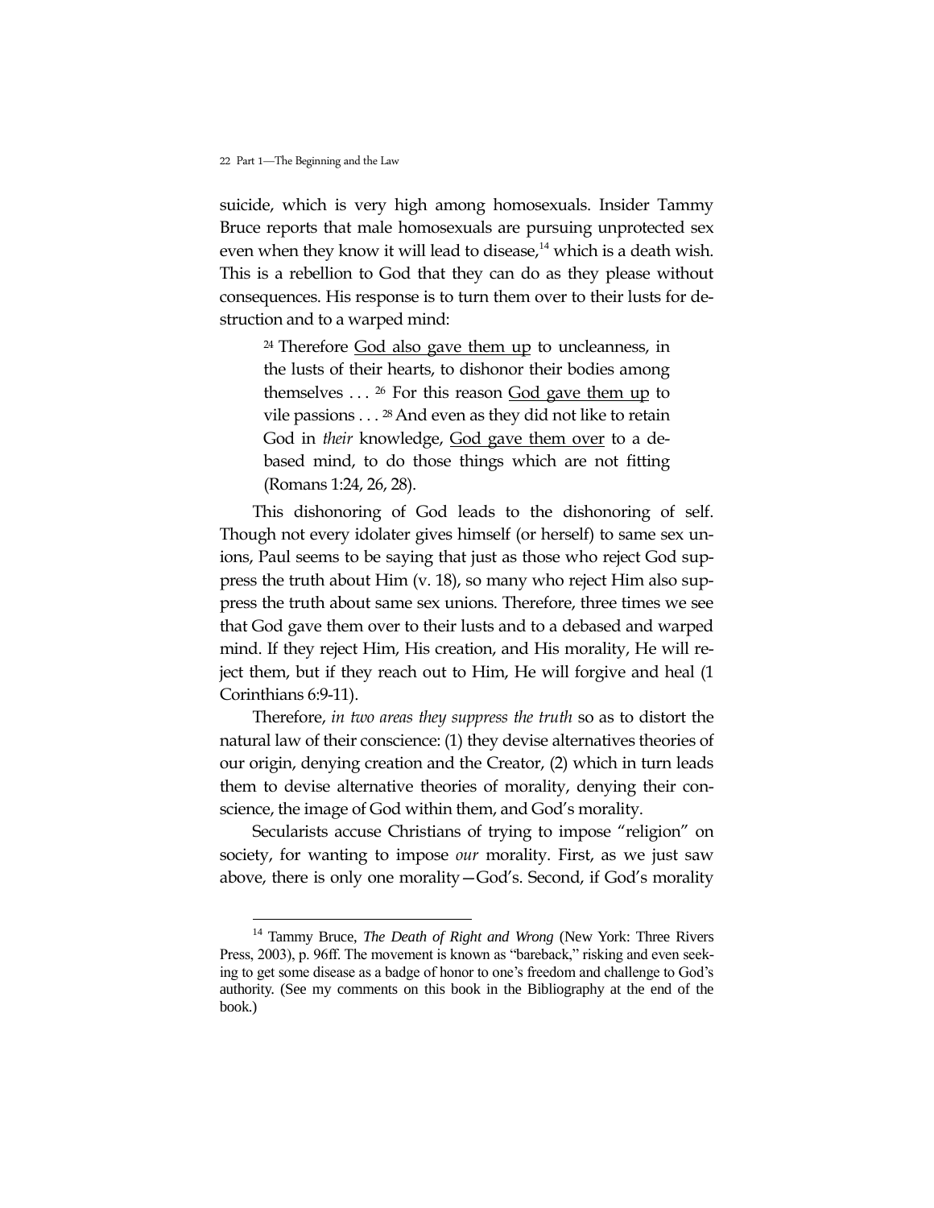suicide, which is very high among homosexuals. Insider Tammy Bruce reports that male homosexuals are pursuing unprotected sex even when they know it will lead to disease,[14] which is a death wish. This is a rebellion to God that they can do as they please without consequences. His response is to turn them over to their lusts for destruction and to a warped mind:

> [24] Therefore <u>God also gave them up</u> to uncleanness, in the lusts of their hearts, to dishonor their bodies among themselves . . . [26] For this reason <u>God gave them up</u> to vile passions . . . [28] And even as they did not like to retain God in *their* knowledge, <u>God gave them over</u> to a debased mind, to do those things which are not fitting (Romans 1:24, 26, 28).

This dishonoring of God leads to the dishonoring of self. Though not every idolater gives himself (or herself) to same sex unions, Paul seems to be saying that just as those who reject God suppress the truth about Him (v. 18), so many who reject Him also suppress the truth about same sex unions. Therefore, three times we see that God gave them over to their lusts and to a debased and warped mind. If they reject Him, His creation, and His morality, He will reject them, but if they reach out to Him, He will forgive and heal (1 Corinthians 6:9-11).

Therefore, *in two areas they suppress the truth* so as to distort the natural law of their conscience: (1) they devise alternatives theories of our origin, denying creation and the Creator, (2) which in turn leads them to devise alternative theories of morality, denying their conscience, the image of God within them, and God's morality.

Secularists accuse Christians of trying to impose "religion" on society, for wanting to impose *our* morality. First, as we just saw above, there is only one morality—God's. Second, if God's morality

---

[14] Tammy Bruce, *The Death of Right and Wrong* (New York: Three Rivers Press, 2003), p. 96ff. The movement is known as "bareback," risking and even seeking to get some disease as a badge of honor to one's freedom and challenge to God's authority. (See my comments on this book in the Bibliography at the end of the book.)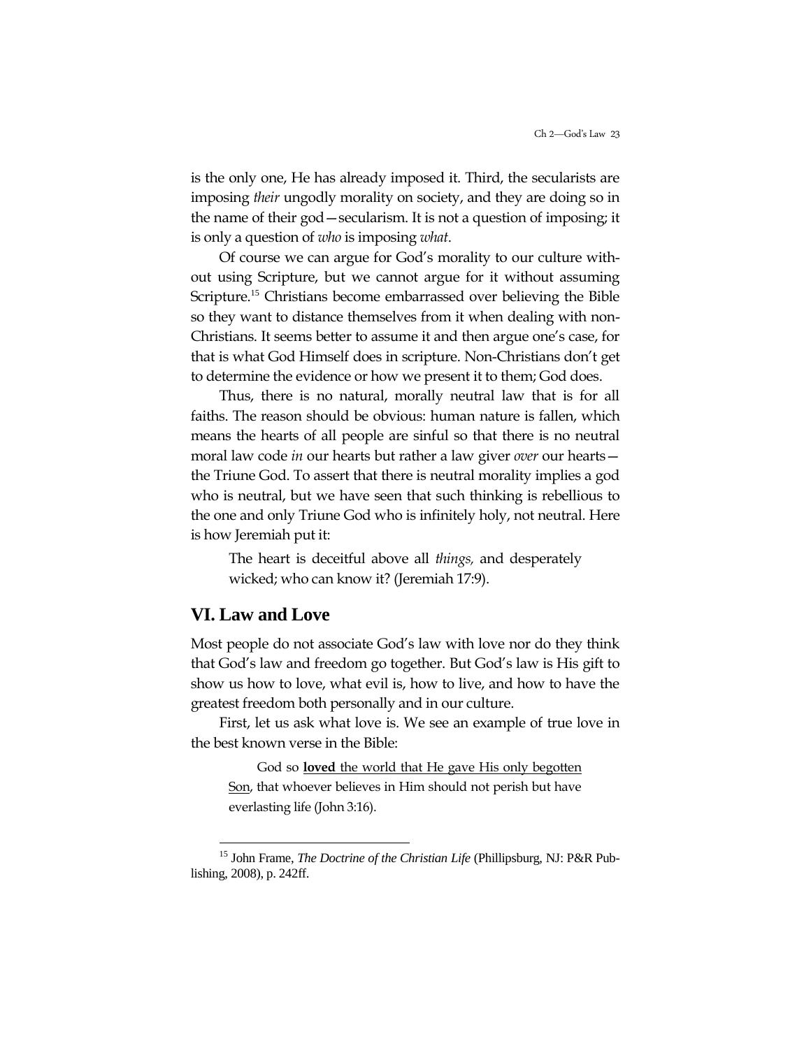is the only one, He has already imposed it. Third, the secularists are imposing *their* ungodly morality on society, and they are doing so in the name of their god—secularism. It is not a question of imposing; it is only a question of *who* is imposing *what*.

Of course we can argue for God's morality to our culture without using Scripture, but we cannot argue for it without assuming Scripture.[15] Christians become embarrassed over believing the Bible so they want to distance themselves from it when dealing with non-Christians. It seems better to assume it and then argue one's case, for that is what God Himself does in scripture. Non-Christians don't get to determine the evidence or how we present it to them; God does.

Thus, there is no natural, morally neutral law that is for all faiths. The reason should be obvious: human nature is fallen, which means the hearts of all people are sinful so that there is no neutral moral law code *in* our hearts but rather a law giver *over* our hearts—the Triune God. To assert that there is neutral morality implies a god who is neutral, but we have seen that such thinking is rebellious to the one and only Triune God who is infinitely holy, not neutral. Here is how Jeremiah put it:

> The heart is deceitful above all *things,* and desperately wicked; who can know it? (Jeremiah 17:9).

## VI. Law and Love

Most people do not associate God's law with love nor do they think that God's law and freedom go together. But God's law is His gift to show us how to love, what evil is, how to live, and how to have the greatest freedom both personally and in our culture.

First, let us ask what love is. We see an example of true love in the best known verse in the Bible:

> God so <u>**loved** the world that He gave His only begotten Son</u>, that whoever believes in Him should not perish but have everlasting life (John 3:16).

---

[15] John Frame, *The Doctrine of the Christian Life* (Phillipsburg, NJ: P&R Publishing, 2008), p. 242ff.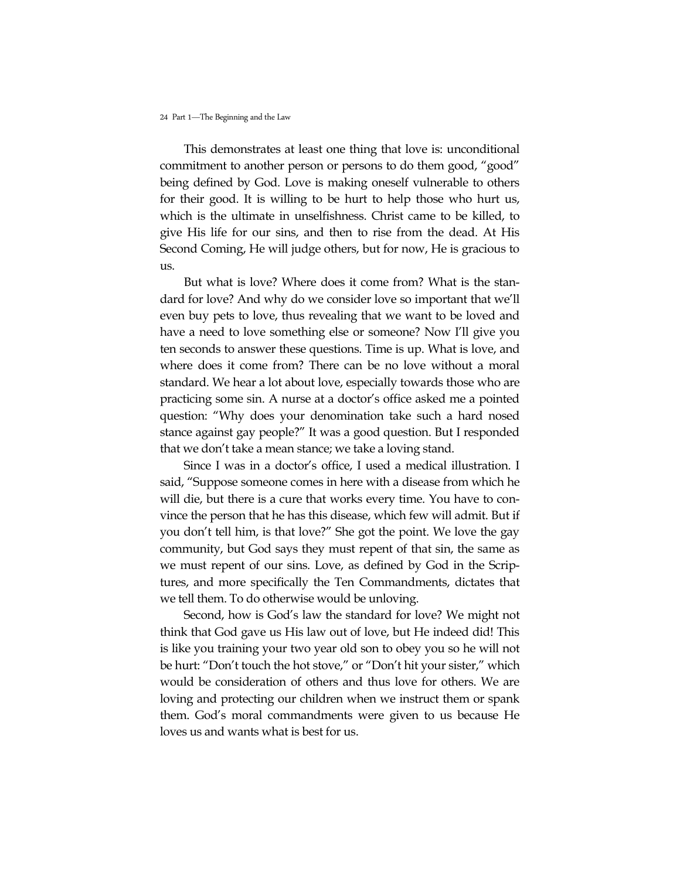This demonstrates at least one thing that love is: unconditional commitment to another person or persons to do them good, "good" being defined by God. Love is making oneself vulnerable to others for their good. It is willing to be hurt to help those who hurt us, which is the ultimate in unselfishness. Christ came to be killed, to give His life for our sins, and then to rise from the dead. At His Second Coming, He will judge others, but for now, He is gracious to us.

But what is love? Where does it come from? What is the standard for love? And why do we consider love so important that we'll even buy pets to love, thus revealing that we want to be loved and have a need to love something else or someone? Now I'll give you ten seconds to answer these questions. Time is up. What is love, and where does it come from? There can be no love without a moral standard. We hear a lot about love, especially towards those who are practicing some sin. A nurse at a doctor's office asked me a pointed question: "Why does your denomination take such a hard nosed stance against gay people?" It was a good question. But I responded that we don't take a mean stance; we take a loving stand.

Since I was in a doctor's office, I used a medical illustration. I said, "Suppose someone comes in here with a disease from which he will die, but there is a cure that works every time. You have to convince the person that he has this disease, which few will admit. But if you don't tell him, is that love?" She got the point. We love the gay community, but God says they must repent of that sin, the same as we must repent of our sins. Love, as defined by God in the Scriptures, and more specifically the Ten Commandments, dictates that we tell them. To do otherwise would be unloving.

Second, how is God's law the standard for love? We might not think that God gave us His law out of love, but He indeed did! This is like you training your two year old son to obey you so he will not be hurt: "Don't touch the hot stove," or "Don't hit your sister," which would be consideration of others and thus love for others. We are loving and protecting our children when we instruct them or spank them. God's moral commandments were given to us because He loves us and wants what is best for us.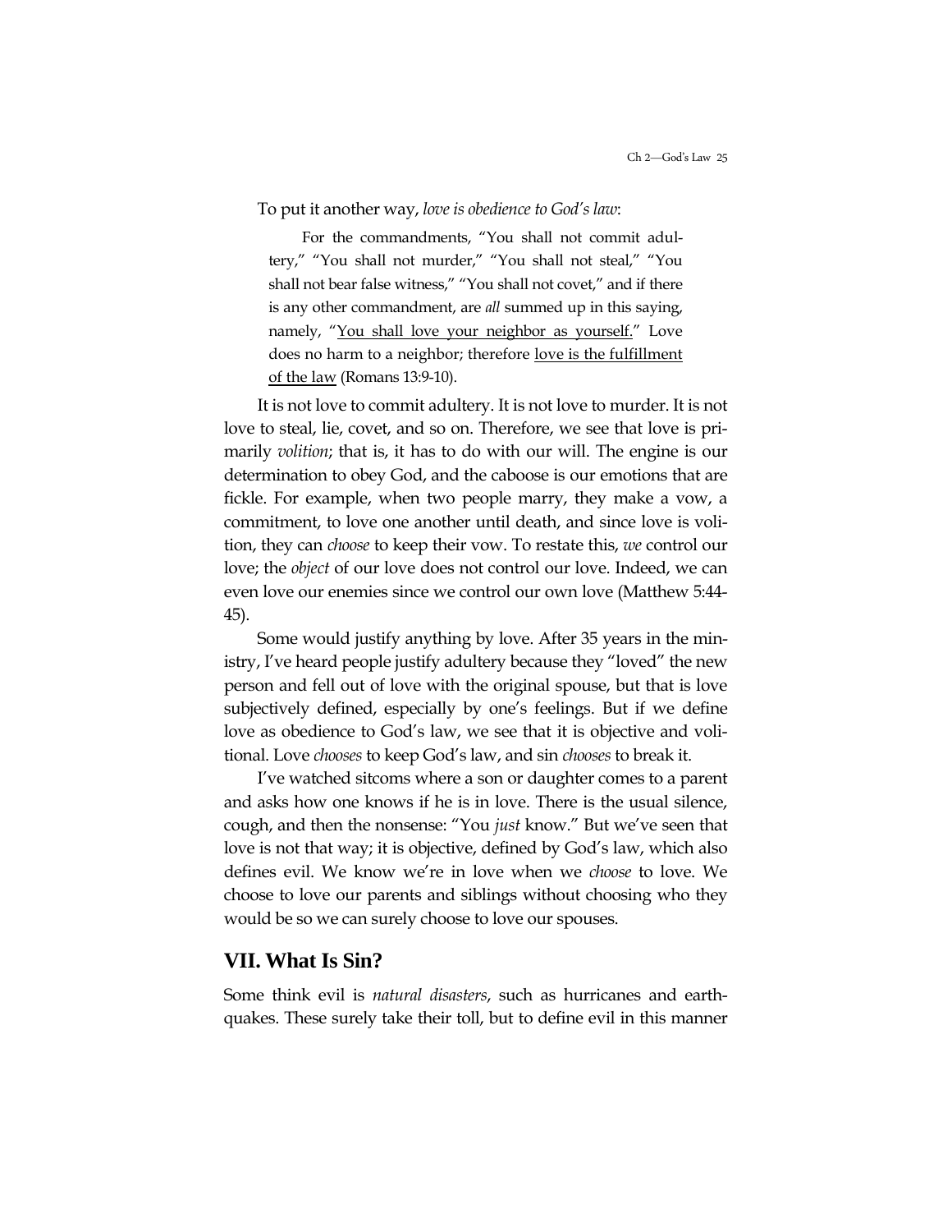To put it another way, *love is obedience to God's law*:

> For the commandments, "You shall not commit adultery," "You shall not murder," "You shall not steal," "You shall not bear false witness," "You shall not covet," and if there is any other commandment, are *all* summed up in this saying, namely, "<u>You shall love your neighbor as yourself.</u>" Love does no harm to a neighbor; therefore <u>love is the fulfillment of the law</u> (Romans 13:9-10).

It is not love to commit adultery. It is not love to murder. It is not love to steal, lie, covet, and so on. Therefore, we see that love is primarily *volition*; that is, it has to do with our will. The engine is our determination to obey God, and the caboose is our emotions that are fickle. For example, when two people marry, they make a vow, a commitment, to love one another until death, and since love is volition, they can *choose* to keep their vow. To restate this, *we* control our love; the *object* of our love does not control our love. Indeed, we can even love our enemies since we control our own love (Matthew 5:44-45).

Some would justify anything by love. After 35 years in the ministry, I've heard people justify adultery because they "loved" the new person and fell out of love with the original spouse, but that is love subjectively defined, especially by one's feelings. But if we define love as obedience to God's law, we see that it is objective and volitional. Love *chooses* to keep God's law, and sin *chooses* to break it.

I've watched sitcoms where a son or daughter comes to a parent and asks how one knows if he is in love. There is the usual silence, cough, and then the nonsense: "You *just* know." But we've seen that love is not that way; it is objective, defined by God's law, which also defines evil. We know we're in love when we *choose* to love. We choose to love our parents and siblings without choosing who they would be so we can surely choose to love our spouses.

## VII. What Is Sin?

Some think evil is *natural disasters*, such as hurricanes and earthquakes. These surely take their toll, but to define evil in this manner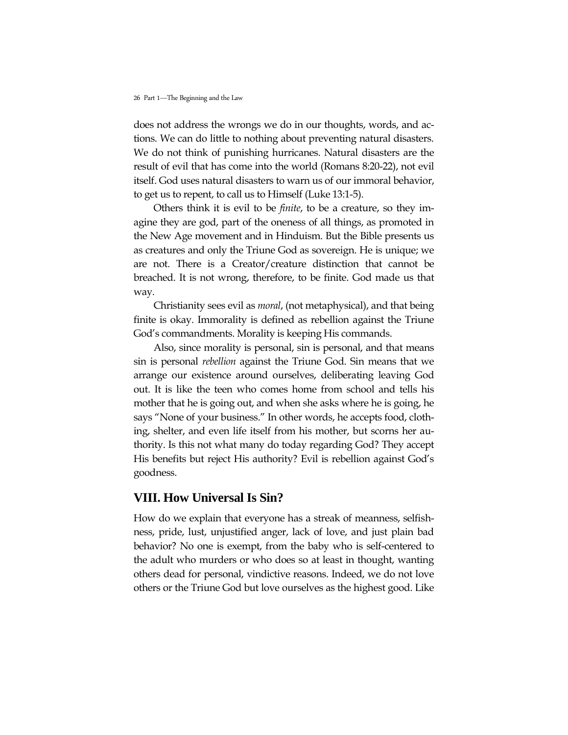does not address the wrongs we do in our thoughts, words, and actions. We can do little to nothing about preventing natural disasters. We do not think of punishing hurricanes. Natural disasters are the result of evil that has come into the world (Romans 8:20-22), not evil itself. God uses natural disasters to warn us of our immoral behavior, to get us to repent, to call us to Himself (Luke 13:1-5).

Others think it is evil to be *finite*, to be a creature, so they imagine they are god, part of the oneness of all things, as promoted in the New Age movement and in Hinduism. But the Bible presents us as creatures and only the Triune God as sovereign. He is unique; we are not. There is a Creator/creature distinction that cannot be breached. It is not wrong, therefore, to be finite. God made us that way.

Christianity sees evil as *moral*, (not metaphysical), and that being finite is okay. Immorality is defined as rebellion against the Triune God's commandments. Morality is keeping His commands.

Also, since morality is personal, sin is personal, and that means sin is personal *rebellion* against the Triune God. Sin means that we arrange our existence around ourselves, deliberating leaving God out. It is like the teen who comes home from school and tells his mother that he is going out, and when she asks where he is going, he says "None of your business." In other words, he accepts food, clothing, shelter, and even life itself from his mother, but scorns her authority. Is this not what many do today regarding God? They accept His benefits but reject His authority? Evil is rebellion against God's goodness.

## VIII. How Universal Is Sin?

How do we explain that everyone has a streak of meanness, selfishness, pride, lust, unjustified anger, lack of love, and just plain bad behavior? No one is exempt, from the baby who is self-centered to the adult who murders or who does so at least in thought, wanting others dead for personal, vindictive reasons. Indeed, we do not love others or the Triune God but love ourselves as the highest good. Like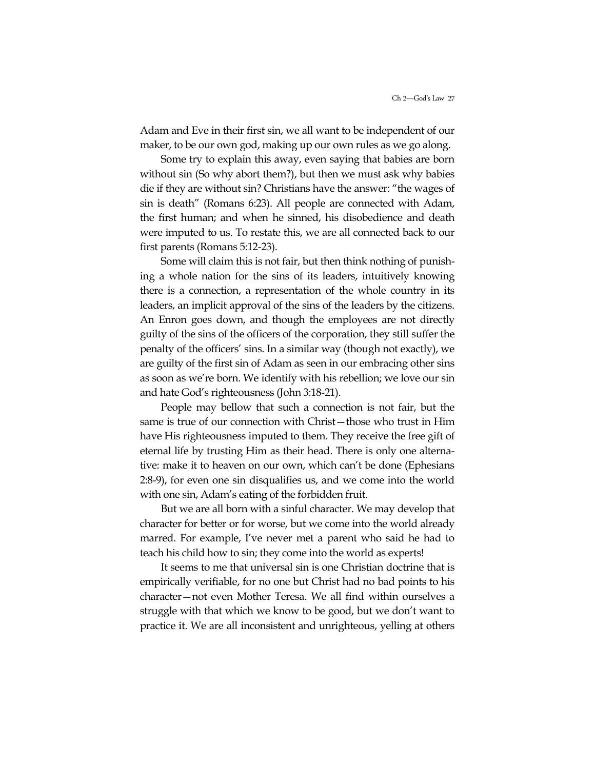Adam and Eve in their first sin, we all want to be independent of our maker, to be our own god, making up our own rules as we go along.

Some try to explain this away, even saying that babies are born without sin (So why abort them?), but then we must ask why babies die if they are without sin? Christians have the answer: "the wages of sin is death" (Romans 6:23). All people are connected with Adam, the first human; and when he sinned, his disobedience and death were imputed to us. To restate this, we are all connected back to our first parents (Romans 5:12-23).

Some will claim this is not fair, but then think nothing of punishing a whole nation for the sins of its leaders, intuitively knowing there is a connection, a representation of the whole country in its leaders, an implicit approval of the sins of the leaders by the citizens. An Enron goes down, and though the employees are not directly guilty of the sins of the officers of the corporation, they still suffer the penalty of the officers' sins. In a similar way (though not exactly), we are guilty of the first sin of Adam as seen in our embracing other sins as soon as we're born. We identify with his rebellion; we love our sin and hate God's righteousness (John 3:18-21).

People may bellow that such a connection is not fair, but the same is true of our connection with Christ—those who trust in Him have His righteousness imputed to them. They receive the free gift of eternal life by trusting Him as their head. There is only one alternative: make it to heaven on our own, which can't be done (Ephesians 2:8-9), for even one sin disqualifies us, and we come into the world with one sin, Adam's eating of the forbidden fruit.

But we are all born with a sinful character. We may develop that character for better or for worse, but we come into the world already marred. For example, I've never met a parent who said he had to teach his child how to sin; they come into the world as experts!

It seems to me that universal sin is one Christian doctrine that is empirically verifiable, for no one but Christ had no bad points to his character—not even Mother Teresa. We all find within ourselves a struggle with that which we know to be good, but we don't want to practice it. We are all inconsistent and unrighteous, yelling at others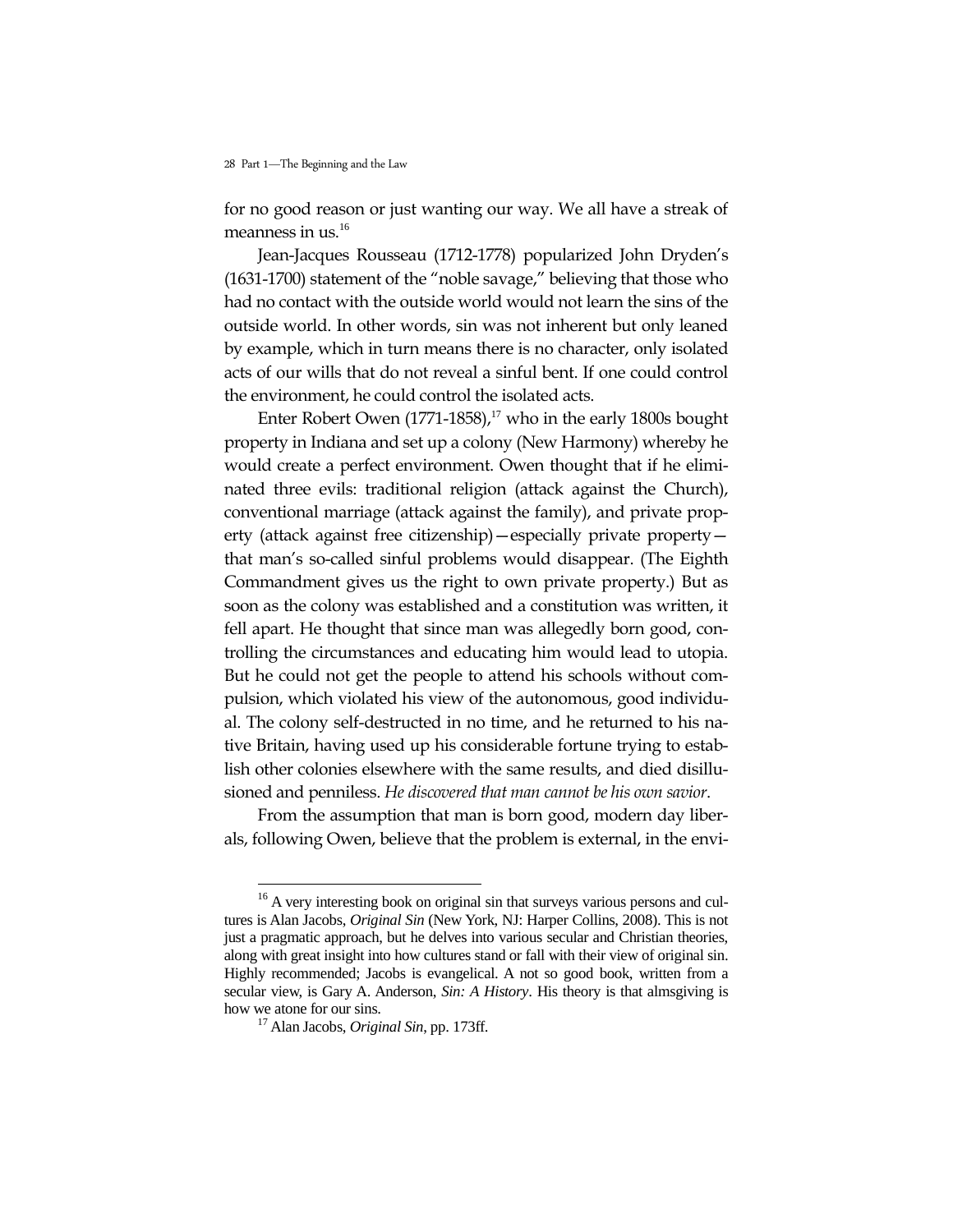for no good reason or just wanting our way. We all have a streak of meanness in us.[16]

Jean-Jacques Rousseau (1712-1778) popularized John Dryden's (1631-1700) statement of the "noble savage," believing that those who had no contact with the outside world would not learn the sins of the outside world. In other words, sin was not inherent but only leaned by example, which in turn means there is no character, only isolated acts of our wills that do not reveal a sinful bent. If one could control the environment, he could control the isolated acts.

Enter Robert Owen (1771-1858),[17] who in the early 1800s bought property in Indiana and set up a colony (New Harmony) whereby he would create a perfect environment. Owen thought that if he eliminated three evils: traditional religion (attack against the Church), conventional marriage (attack against the family), and private property (attack against free citizenship)—especially private property—that man's so-called sinful problems would disappear. (The Eighth Commandment gives us the right to own private property.) But as soon as the colony was established and a constitution was written, it fell apart. He thought that since man was allegedly born good, controlling the circumstances and educating him would lead to utopia. But he could not get the people to attend his schools without compulsion, which violated his view of the autonomous, good individual. The colony self-destructed in no time, and he returned to his native Britain, having used up his considerable fortune trying to establish other colonies elsewhere with the same results, and died disillusioned and penniless. *He discovered that man cannot be his own savior*.

From the assumption that man is born good, modern day liberals, following Owen, believe that the problem is external, in the envi-

---

[16] A very interesting book on original sin that surveys various persons and cultures is Alan Jacobs, *Original Sin* (New York, NJ: Harper Collins, 2008). This is not just a pragmatic approach, but he delves into various secular and Christian theories, along with great insight into how cultures stand or fall with their view of original sin. Highly recommended; Jacobs is evangelical. A not so good book, written from a secular view, is Gary A. Anderson, *Sin: A History*. His theory is that almsgiving is how we atone for our sins.

[17] Alan Jacobs, *Original Sin*, pp. 173ff.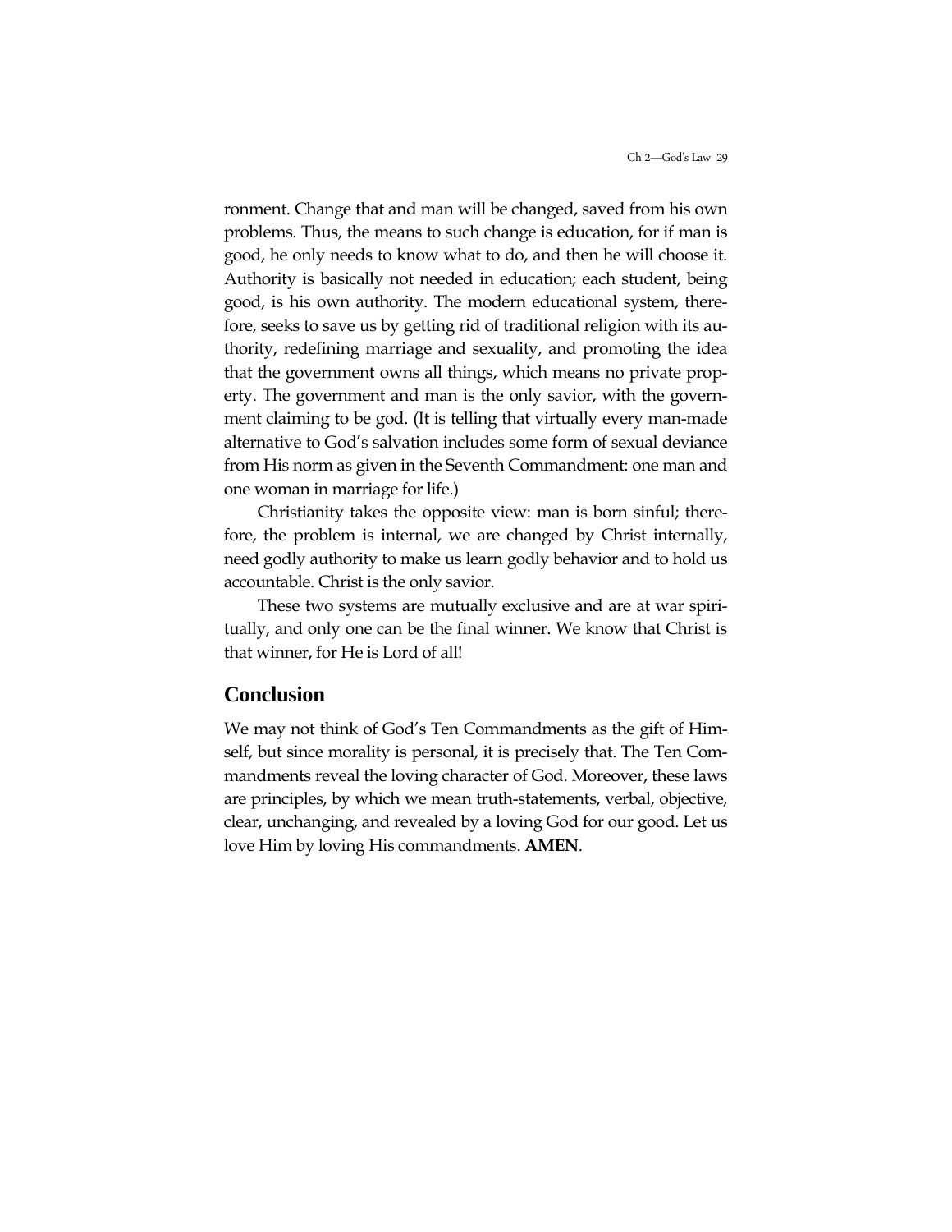ronment. Change that and man will be changed, saved from his own problems. Thus, the means to such change is education, for if man is good, he only needs to know what to do, and then he will choose it. Authority is basically not needed in education; each student, being good, is his own authority. The modern educational system, therefore, seeks to save us by getting rid of traditional religion with its authority, redefining marriage and sexuality, and promoting the idea that the government owns all things, which means no private property. The government and man is the only savior, with the government claiming to be god. (It is telling that virtually every man-made alternative to God's salvation includes some form of sexual deviance from His norm as given in the Seventh Commandment: one man and one woman in marriage for life.)

Christianity takes the opposite view: man is born sinful; therefore, the problem is internal, we are changed by Christ internally, need godly authority to make us learn godly behavior and to hold us accountable. Christ is the only savior.

These two systems are mutually exclusive and are at war spiritually, and only one can be the final winner. We know that Christ is that winner, for He is Lord of all!

## Conclusion

We may not think of God's Ten Commandments as the gift of Himself, but since morality is personal, it is precisely that. The Ten Commandments reveal the loving character of God. Moreover, these laws are principles, by which we mean truth-statements, verbal, objective, clear, unchanging, and revealed by a loving God for our good. Let us love Him by loving His commandments. **AMEN**.